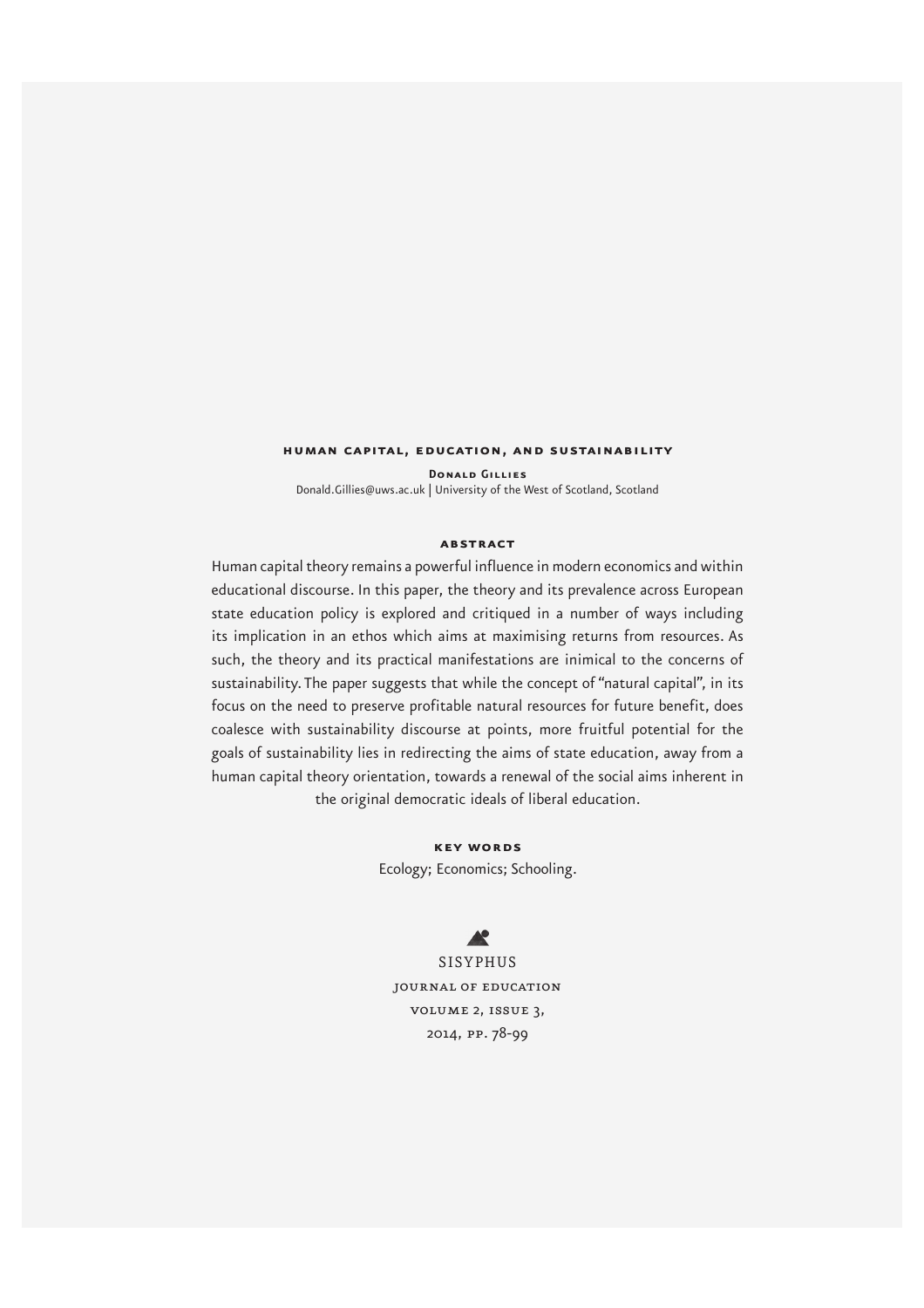# Human Capital, Education, and Sustainability

**Donald Gillies**

Donald.Gillies@uws.ac.uk | University of the West of Scotland, Scotland

## Abstract

Human capital theory remains a powerful influence in modern economics and within educational discourse. In this paper, the theory and its prevalence across European state education policy is explored and critiqued in a number of ways including its implication in an ethos which aims at maximising returns from resources. As such, the theory and its practical manifestations are inimical to the concerns of sustainability. The paper suggests that while the concept of "natural capital", in its focus on the need to preserve profitable natural resources for future benefit, does coalesce with sustainability discourse at points, more fruitful potential for the goals of sustainability lies in redirecting the aims of state education, away from a human capital theory orientation, towards a renewal of the social aims inherent in the original democratic ideals of liberal education.

## Key Words

Ecology; Economics; Schooling.

SISYPHUS

Journal of Education

Volume 2, Issue 3,

2014, pp. 78-99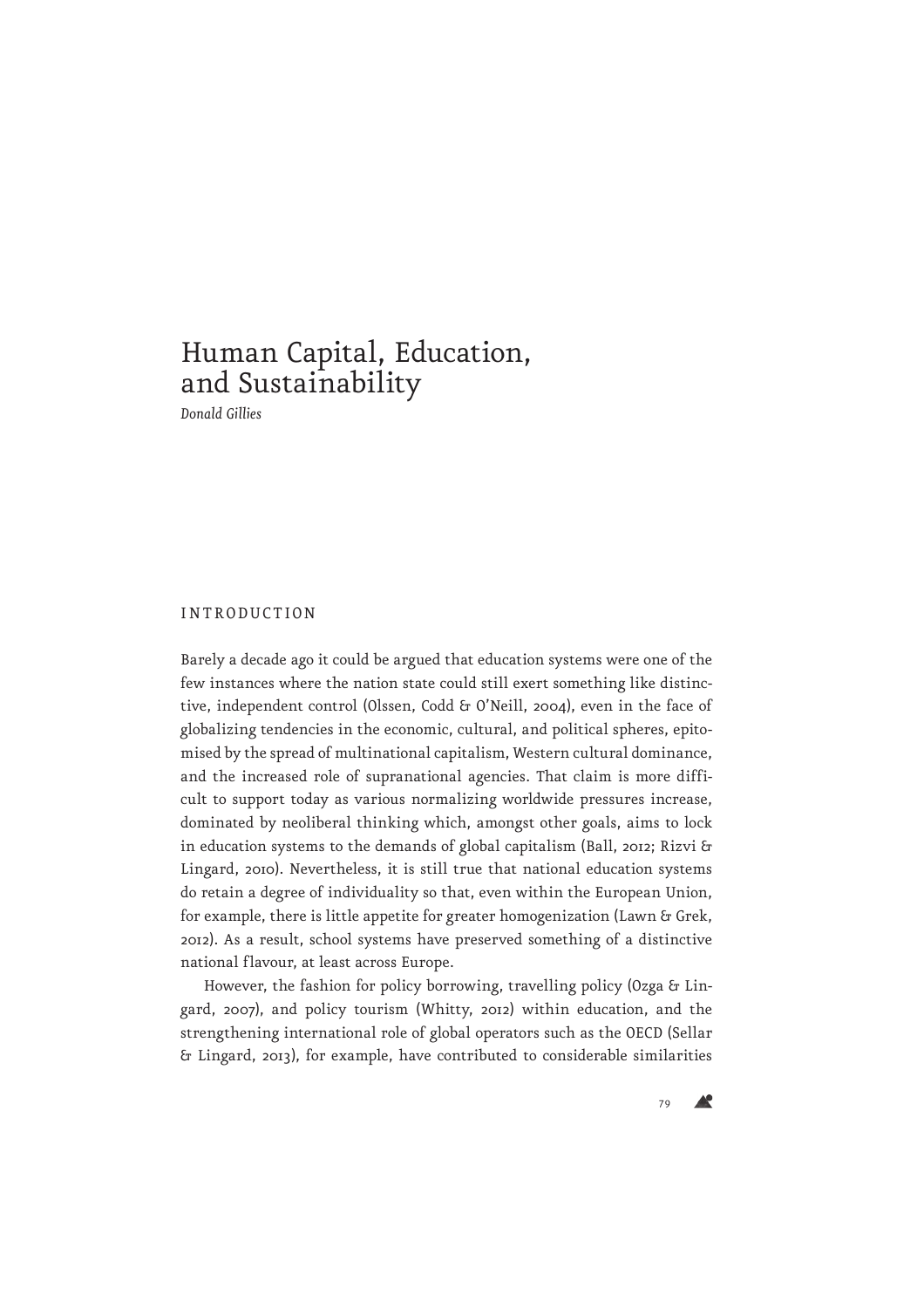# Human Capital, Education, and Sustainability

*Donald Gillies*

## INTRODUCTION

Barely a decade ago it could be argued that education systems were one of the few instances where the nation state could still exert something like distinctive, independent control (Olssen, Codd & O'Neill, 2004), even in the face of globalizing tendencies in the economic, cultural, and political spheres, epitomised by the spread of multinational capitalism, Western cultural dominance, and the increased role of supranational agencies. That claim is more difficult to support today as various normalizing worldwide pressures increase, dominated by neoliberal thinking which, amongst other goals, aims to lock in education systems to the demands of global capitalism (Ball, 2012; Rizvi & Lingard, 2010). Nevertheless, it is still true that national education systems do retain a degree of individuality so that, even within the European Union, for example, there is little appetite for greater homogenization (Lawn & Grek, 2012). As a result, school systems have preserved something of a distinctive national flavour, at least across Europe.

However, the fashion for policy borrowing, travelling policy (Ozga & Lingard, 2007), and policy tourism (Whitty, 2012) within education, and the strengthening international role of global operators such as the OECD (Sellar & Lingard, 2013), for example, have contributed to considerable similarities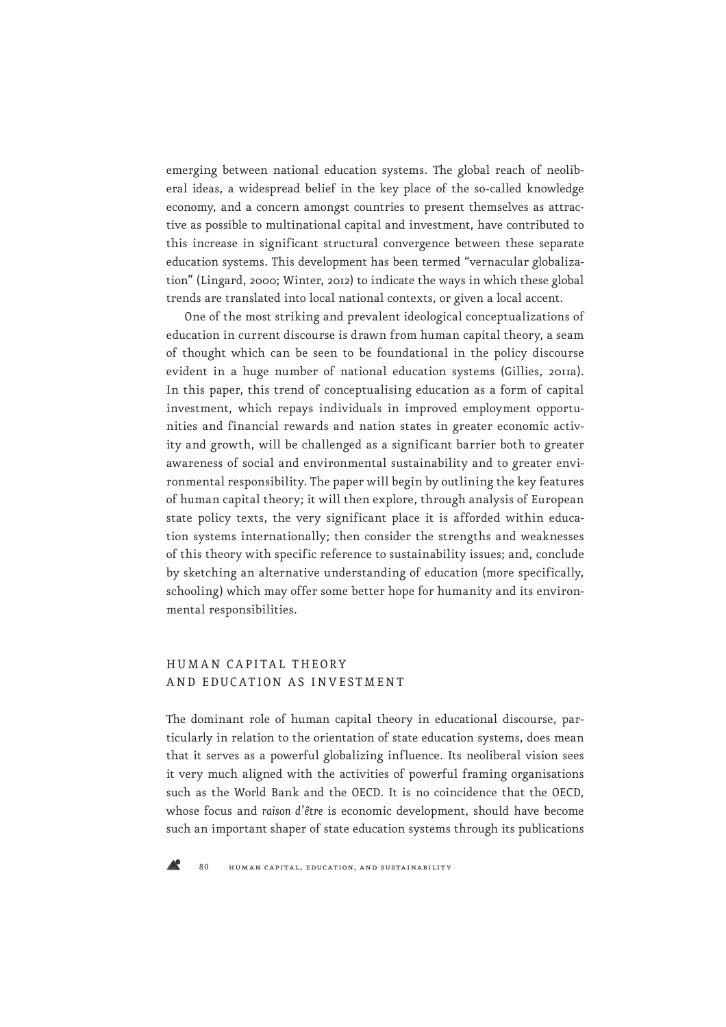emerging between national education systems. The global reach of neoliberal ideas, a widespread belief in the key place of the so-called knowledge economy, and a concern amongst countries to present themselves as attractive as possible to multinational capital and investment, have contributed to this increase in significant structural convergence between these separate education systems. This development has been termed "vernacular globalization" (Lingard, 2000; Winter, 2012) to indicate the ways in which these global trends are translated into local national contexts, or given a local accent.

One of the most striking and prevalent ideological conceptualizations of education in current discourse is drawn from human capital theory, a seam of thought which can be seen to be foundational in the policy discourse evident in a huge number of national education systems (Gillies, 2011a). In this paper, this trend of conceptualising education as a form of capital investment, which repays individuals in improved employment opportunities and financial rewards and nation states in greater economic activity and growth, will be challenged as a significant barrier both to greater awareness of social and environmental sustainability and to greater environmental responsibility. The paper will begin by outlining the key features of human capital theory; it will then explore, through analysis of European state policy texts, the very significant place it is afforded within education systems internationally; then consider the strengths and weaknesses of this theory with specific reference to sustainability issues; and, conclude by sketching an alternative understanding of education (more specifically, schooling) which may offer some better hope for humanity and its environmental responsibilities.

## HUMAN CAPITAL THEORY AND EDUCATION AS INVESTMENT

The dominant role of human capital theory in educational discourse, particularly in relation to the orientation of state education systems, does mean that it serves as a powerful globalizing influence. Its neoliberal vision sees it very much aligned with the activities of powerful framing organisations such as the World Bank and the OECD. It is no coincidence that the OECD, whose focus and *raison d'être* is economic development, should have become such an important shaper of state education systems through its publications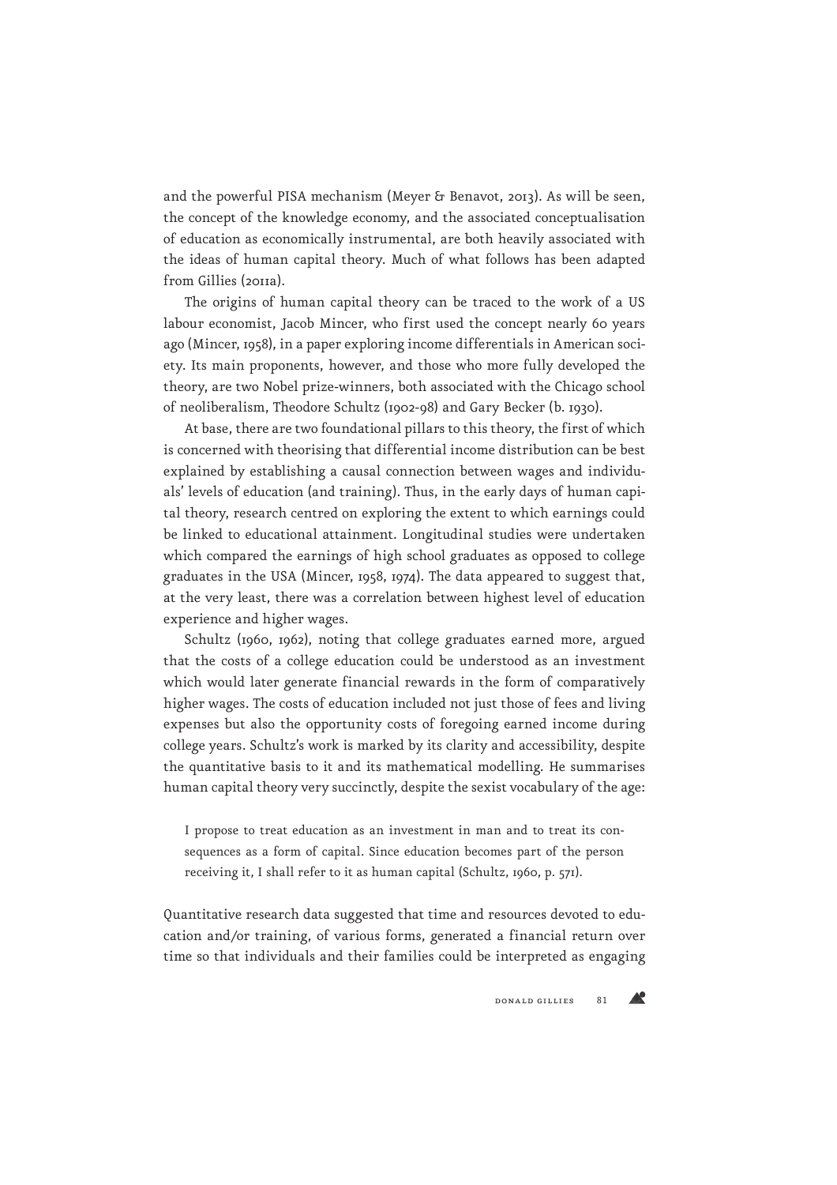and the powerful PISA mechanism (Meyer & Benavot, 2013). As will be seen, the concept of the knowledge economy, and the associated conceptualisation of education as economically instrumental, are both heavily associated with the ideas of human capital theory. Much of what follows has been adapted from Gillies (2011a).

The origins of human capital theory can be traced to the work of a US labour economist, Jacob Mincer, who first used the concept nearly 60 years ago (Mincer, 1958), in a paper exploring income differentials in American society. Its main proponents, however, and those who more fully developed the theory, are two Nobel prize-winners, both associated with the Chicago school of neoliberalism, Theodore Schultz (1902-98) and Gary Becker (b. 1930).

At base, there are two foundational pillars to this theory, the first of which is concerned with theorising that differential income distribution can be best explained by establishing a causal connection between wages and individuals' levels of education (and training). Thus, in the early days of human capital theory, research centred on exploring the extent to which earnings could be linked to educational attainment. Longitudinal studies were undertaken which compared the earnings of high school graduates as opposed to college graduates in the USA (Mincer, 1958, 1974). The data appeared to suggest that, at the very least, there was a correlation between highest level of education experience and higher wages.

Schultz (1960, 1962), noting that college graduates earned more, argued that the costs of a college education could be understood as an investment which would later generate financial rewards in the form of comparatively higher wages. The costs of education included not just those of fees and living expenses but also the opportunity costs of foregoing earned income during college years. Schultz's work is marked by its clarity and accessibility, despite the quantitative basis to it and its mathematical modelling. He summarises human capital theory very succinctly, despite the sexist vocabulary of the age:

> I propose to treat education as an investment in man and to treat its consequences as a form of capital. Since education becomes part of the person receiving it, I shall refer to it as human capital (Schultz, 1960, p. 571).

Quantitative research data suggested that time and resources devoted to education and/or training, of various forms, generated a financial return over time so that individuals and their families could be interpreted as engaging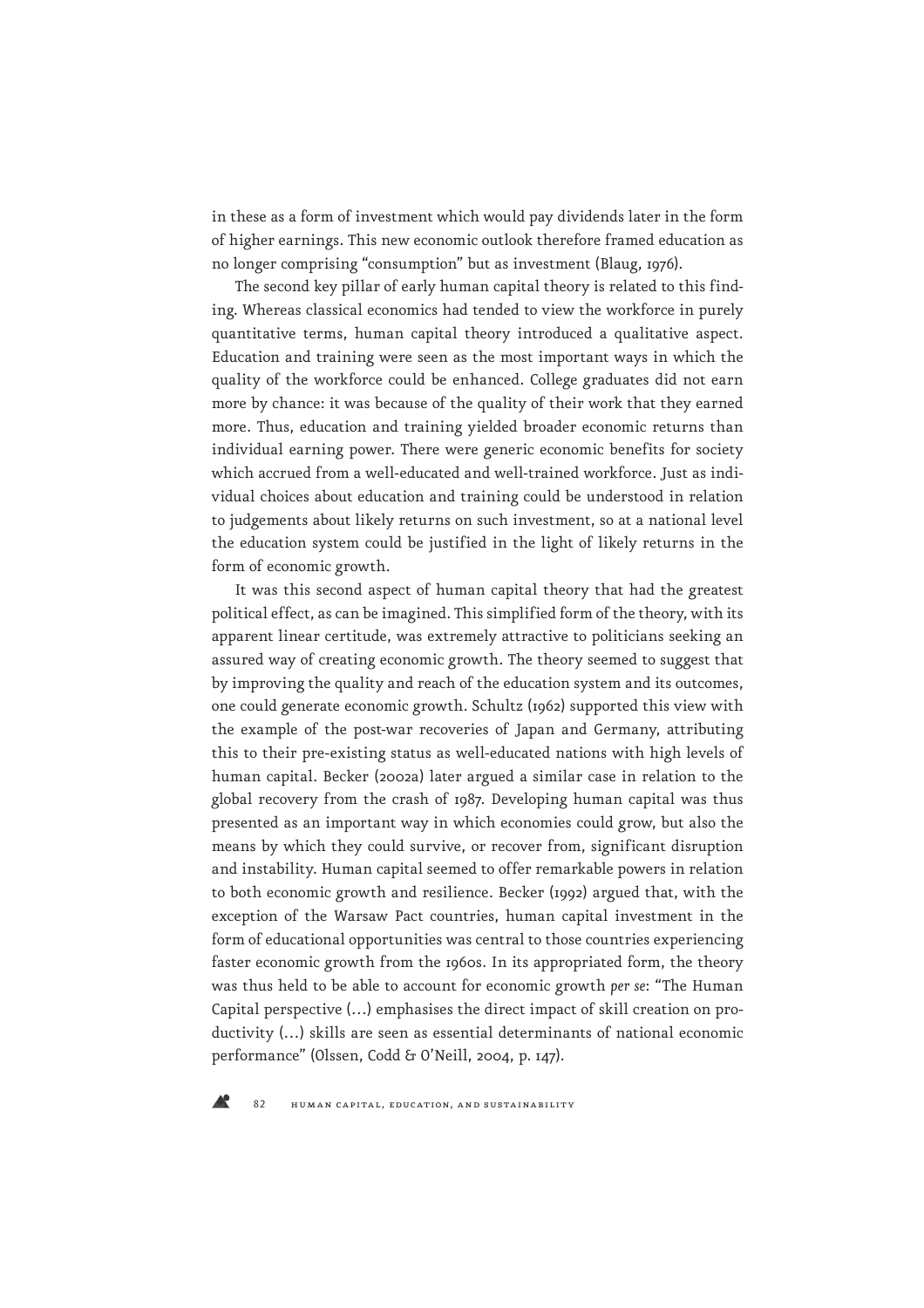in these as a form of investment which would pay dividends later in the form of higher earnings. This new economic outlook therefore framed education as no longer comprising "consumption" but as investment (Blaug, 1976).

The second key pillar of early human capital theory is related to this finding. Whereas classical economics had tended to view the workforce in purely quantitative terms, human capital theory introduced a qualitative aspect. Education and training were seen as the most important ways in which the quality of the workforce could be enhanced. College graduates did not earn more by chance: it was because of the quality of their work that they earned more. Thus, education and training yielded broader economic returns than individual earning power. There were generic economic benefits for society which accrued from a well-educated and well-trained workforce. Just as individual choices about education and training could be understood in relation to judgements about likely returns on such investment, so at a national level the education system could be justified in the light of likely returns in the form of economic growth.

It was this second aspect of human capital theory that had the greatest political effect, as can be imagined. This simplified form of the theory, with its apparent linear certitude, was extremely attractive to politicians seeking an assured way of creating economic growth. The theory seemed to suggest that by improving the quality and reach of the education system and its outcomes, one could generate economic growth. Schultz (1962) supported this view with the example of the post-war recoveries of Japan and Germany, attributing this to their pre-existing status as well-educated nations with high levels of human capital. Becker (2002a) later argued a similar case in relation to the global recovery from the crash of 1987. Developing human capital was thus presented as an important way in which economies could grow, but also the means by which they could survive, or recover from, significant disruption and instability. Human capital seemed to offer remarkable powers in relation to both economic growth and resilience. Becker (1992) argued that, with the exception of the Warsaw Pact countries, human capital investment in the form of educational opportunities was central to those countries experiencing faster economic growth from the 1960s. In its appropriated form, the theory was thus held to be able to account for economic growth *per se*: "The Human Capital perspective (…) emphasises the direct impact of skill creation on productivity (…) skills are seen as essential determinants of national economic performance" (Olssen, Codd & O'Neill, 2004, p. 147).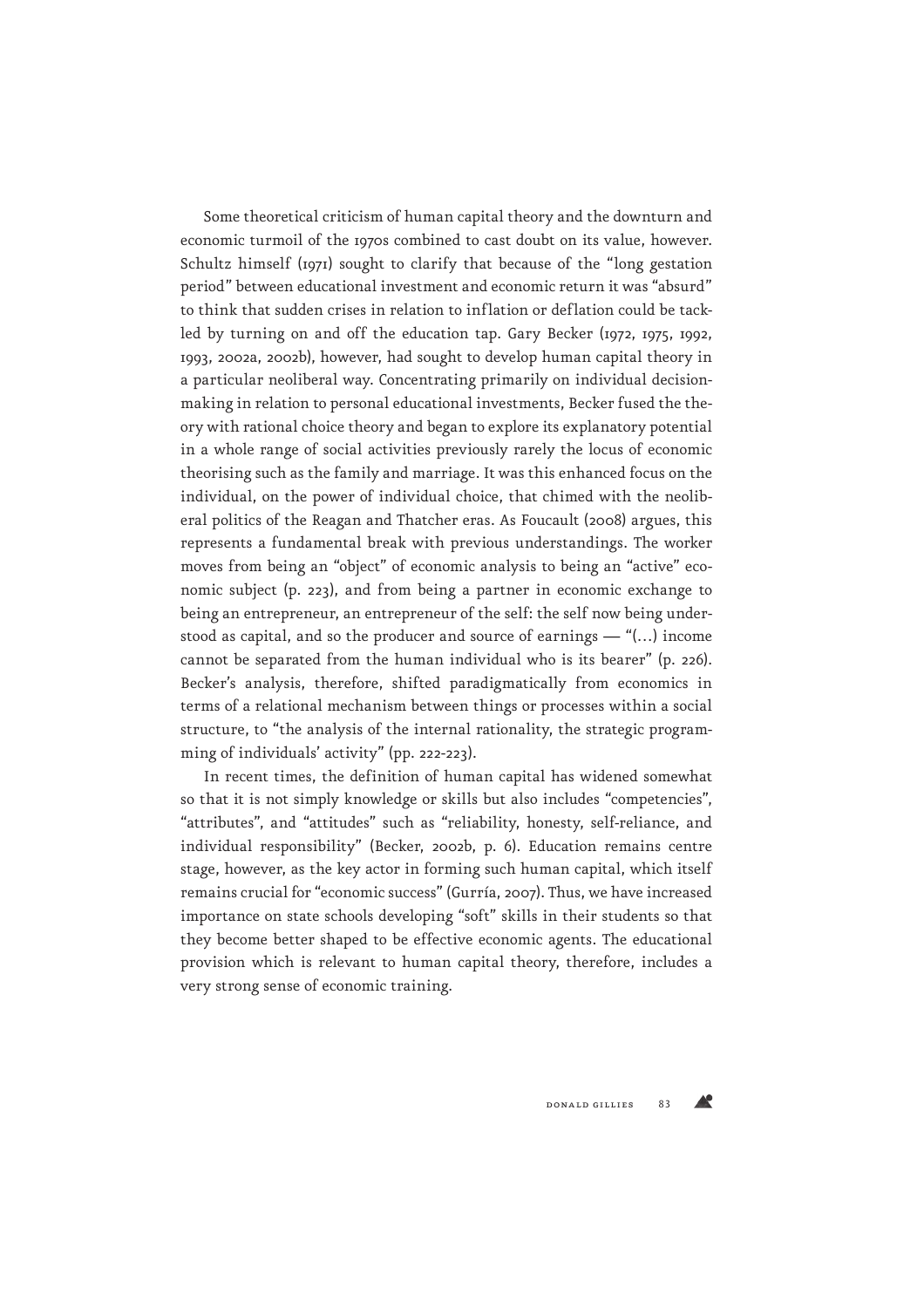Some theoretical criticism of human capital theory and the downturn and economic turmoil of the 1970s combined to cast doubt on its value, however. Schultz himself (1971) sought to clarify that because of the "long gestation period" between educational investment and economic return it was "absurd" to think that sudden crises in relation to inflation or deflation could be tackled by turning on and off the education tap. Gary Becker (1972, 1975, 1992, 1993, 2002a, 2002b), however, had sought to develop human capital theory in a particular neoliberal way. Concentrating primarily on individual decision-making in relation to personal educational investments, Becker fused the theory with rational choice theory and began to explore its explanatory potential in a whole range of social activities previously rarely the locus of economic theorising such as the family and marriage. It was this enhanced focus on the individual, on the power of individual choice, that chimed with the neoliberal politics of the Reagan and Thatcher eras. As Foucault (2008) argues, this represents a fundamental break with previous understandings. The worker moves from being an "object" of economic analysis to being an "active" economic subject (p. 223), and from being a partner in economic exchange to being an entrepreneur, an entrepreneur of the self: the self now being understood as capital, and so the producer and source of earnings — "(…) income cannot be separated from the human individual who is its bearer" (p. 226). Becker's analysis, therefore, shifted paradigmatically from economics in terms of a relational mechanism between things or processes within a social structure, to "the analysis of the internal rationality, the strategic programming of individuals' activity" (pp. 222-223).

In recent times, the definition of human capital has widened somewhat so that it is not simply knowledge or skills but also includes "competencies", "attributes", and "attitudes" such as "reliability, honesty, self-reliance, and individual responsibility" (Becker, 2002b, p. 6). Education remains centre stage, however, as the key actor in forming such human capital, which itself remains crucial for "economic success" (Gurría, 2007). Thus, we have increased importance on state schools developing "soft" skills in their students so that they become better shaped to be effective economic agents. The educational provision which is relevant to human capital theory, therefore, includes a very strong sense of economic training.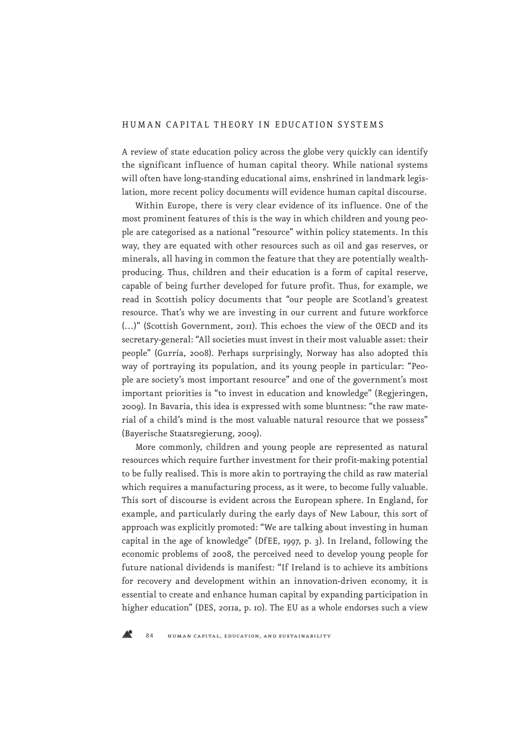## HUMAN CAPITAL THEORY IN EDUCATION SYSTEMS

A review of state education policy across the globe very quickly can identify the significant influence of human capital theory. While national systems will often have long-standing educational aims, enshrined in landmark legislation, more recent policy documents will evidence human capital discourse.

Within Europe, there is very clear evidence of its influence. One of the most prominent features of this is the way in which children and young people are categorised as a national "resource" within policy statements. In this way, they are equated with other resources such as oil and gas reserves, or minerals, all having in common the feature that they are potentially wealth-producing. Thus, children and their education is a form of capital reserve, capable of being further developed for future profit. Thus, for example, we read in Scottish policy documents that "our people are Scotland's greatest resource. That's why we are investing in our current and future workforce (…)" (Scottish Government, 2011). This echoes the view of the OECD and its secretary-general: "All societies must invest in their most valuable asset: their people" (Gurría, 2008). Perhaps surprisingly, Norway has also adopted this way of portraying its population, and its young people in particular: "People are society's most important resource" and one of the government's most important priorities is "to invest in education and knowledge" (Regjeringen, 2009). In Bavaria, this idea is expressed with some bluntness: "the raw material of a child's mind is the most valuable natural resource that we possess" (Bayerische Staatsregierung, 2009).

More commonly, children and young people are represented as natural resources which require further investment for their profit-making potential to be fully realised. This is more akin to portraying the child as raw material which requires a manufacturing process, as it were, to become fully valuable. This sort of discourse is evident across the European sphere. In England, for example, and particularly during the early days of New Labour, this sort of approach was explicitly promoted: "We are talking about investing in human capital in the age of knowledge" (DfEE, 1997, p. 3). In Ireland, following the economic problems of 2008, the perceived need to develop young people for future national dividends is manifest: "If Ireland is to achieve its ambitions for recovery and development within an innovation-driven economy, it is essential to create and enhance human capital by expanding participation in higher education" (DES, 2011a, p. 10). The EU as a whole endorses such a view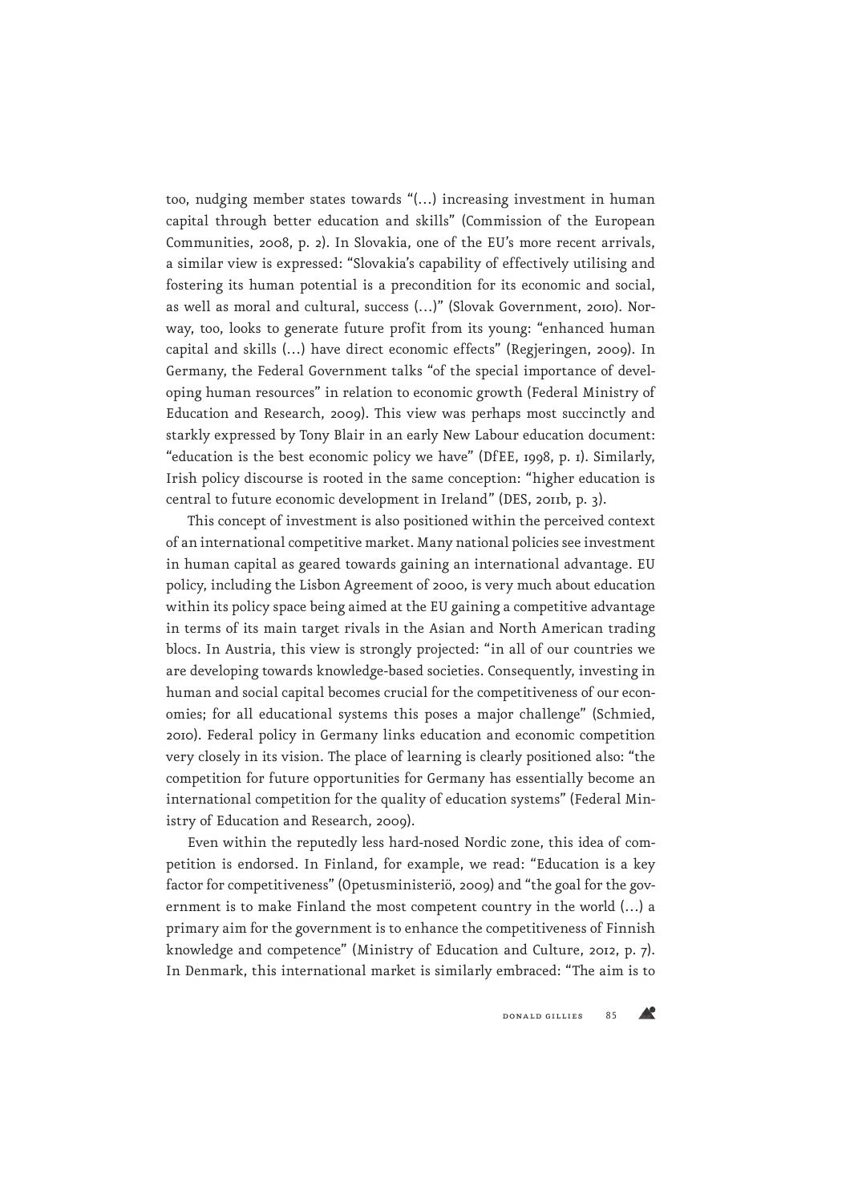too, nudging member states towards "(…) increasing investment in human capital through better education and skills" (Commission of the European Communities, 2008, p. 2). In Slovakia, one of the EU's more recent arrivals, a similar view is expressed: "Slovakia's capability of effectively utilising and fostering its human potential is a precondition for its economic and social, as well as moral and cultural, success (…)" (Slovak Government, 2010). Norway, too, looks to generate future profit from its young: "enhanced human capital and skills (…) have direct economic effects" (Regjeringen, 2009). In Germany, the Federal Government talks "of the special importance of developing human resources" in relation to economic growth (Federal Ministry of Education and Research, 2009). This view was perhaps most succinctly and starkly expressed by Tony Blair in an early New Labour education document: "education is the best economic policy we have" (DfEE, 1998, p. 1). Similarly, Irish policy discourse is rooted in the same conception: "higher education is central to future economic development in Ireland" (DES, 2011b, p. 3).

This concept of investment is also positioned within the perceived context of an international competitive market. Many national policies see investment in human capital as geared towards gaining an international advantage. EU policy, including the Lisbon Agreement of 2000, is very much about education within its policy space being aimed at the EU gaining a competitive advantage in terms of its main target rivals in the Asian and North American trading blocs. In Austria, this view is strongly projected: "in all of our countries we are developing towards knowledge-based societies. Consequently, investing in human and social capital becomes crucial for the competitiveness of our economies; for all educational systems this poses a major challenge" (Schmied, 2010). Federal policy in Germany links education and economic competition very closely in its vision. The place of learning is clearly positioned also: "the competition for future opportunities for Germany has essentially become an international competition for the quality of education systems" (Federal Ministry of Education and Research, 2009).

Even within the reputedly less hard-nosed Nordic zone, this idea of competition is endorsed. In Finland, for example, we read: "Education is a key factor for competitiveness" (Opetusministeriö, 2009) and "the goal for the government is to make Finland the most competent country in the world (…) a primary aim for the government is to enhance the competitiveness of Finnish knowledge and competence" (Ministry of Education and Culture, 2012, p. 7). In Denmark, this international market is similarly embraced: "The aim is to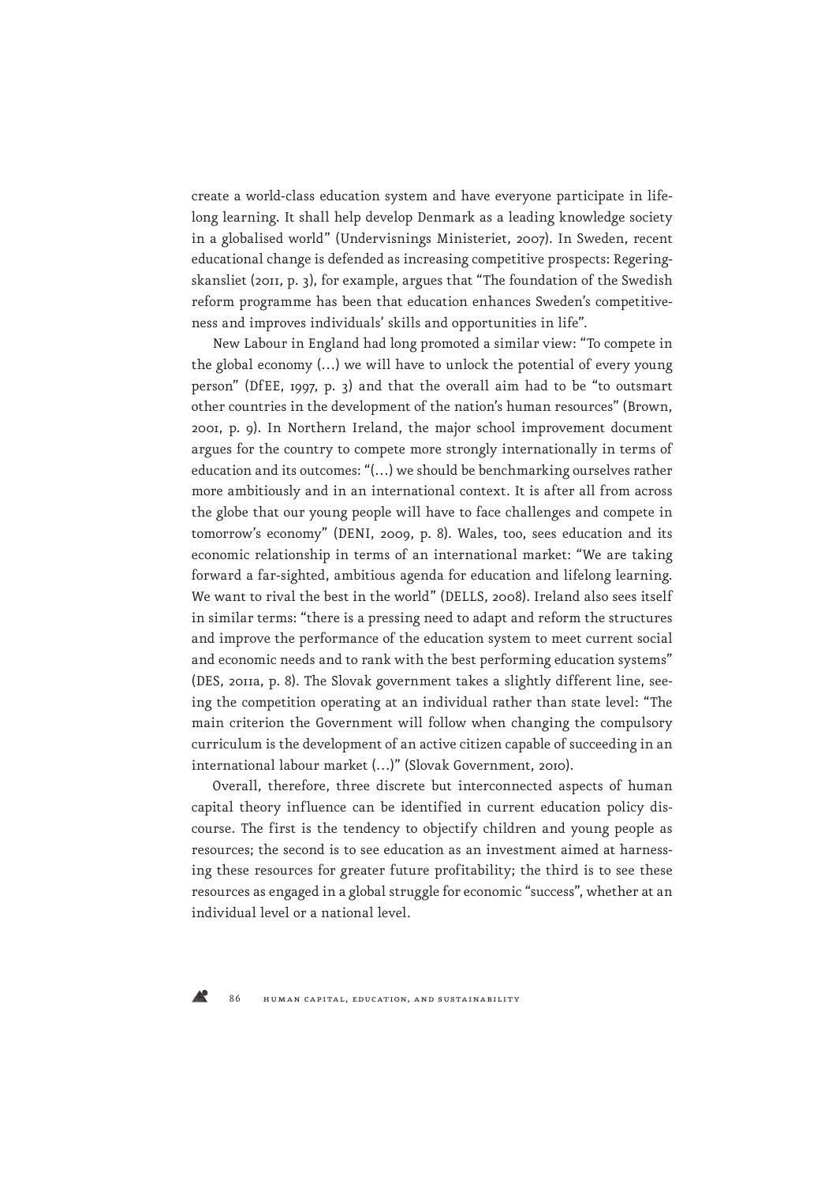create a world-class education system and have everyone participate in lifelong learning. It shall help develop Denmark as a leading knowledge society in a globalised world" (Undervisnings Ministeriet, 2007). In Sweden, recent educational change is defended as increasing competitive prospects: Regeringskansliet (2011, p. 3), for example, argues that "The foundation of the Swedish reform programme has been that education enhances Sweden's competitiveness and improves individuals' skills and opportunities in life".

New Labour in England had long promoted a similar view: "To compete in the global economy (…) we will have to unlock the potential of every young person" (DfEE, 1997, p. 3) and that the overall aim had to be "to outsmart other countries in the development of the nation's human resources" (Brown, 2001, p. 9). In Northern Ireland, the major school improvement document argues for the country to compete more strongly internationally in terms of education and its outcomes: "(…) we should be benchmarking ourselves rather more ambitiously and in an international context. It is after all from across the globe that our young people will have to face challenges and compete in tomorrow's economy" (DENI, 2009, p. 8). Wales, too, sees education and its economic relationship in terms of an international market: "We are taking forward a far-sighted, ambitious agenda for education and lifelong learning. We want to rival the best in the world" (DELLS, 2008). Ireland also sees itself in similar terms: "there is a pressing need to adapt and reform the structures and improve the performance of the education system to meet current social and economic needs and to rank with the best performing education systems" (DES, 2011a, p. 8). The Slovak government takes a slightly different line, seeing the competition operating at an individual rather than state level: "The main criterion the Government will follow when changing the compulsory curriculum is the development of an active citizen capable of succeeding in an international labour market (…)" (Slovak Government, 2010).

Overall, therefore, three discrete but interconnected aspects of human capital theory influence can be identified in current education policy discourse. The first is the tendency to objectify children and young people as resources; the second is to see education as an investment aimed at harnessing these resources for greater future profitability; the third is to see these resources as engaged in a global struggle for economic "success", whether at an individual level or a national level.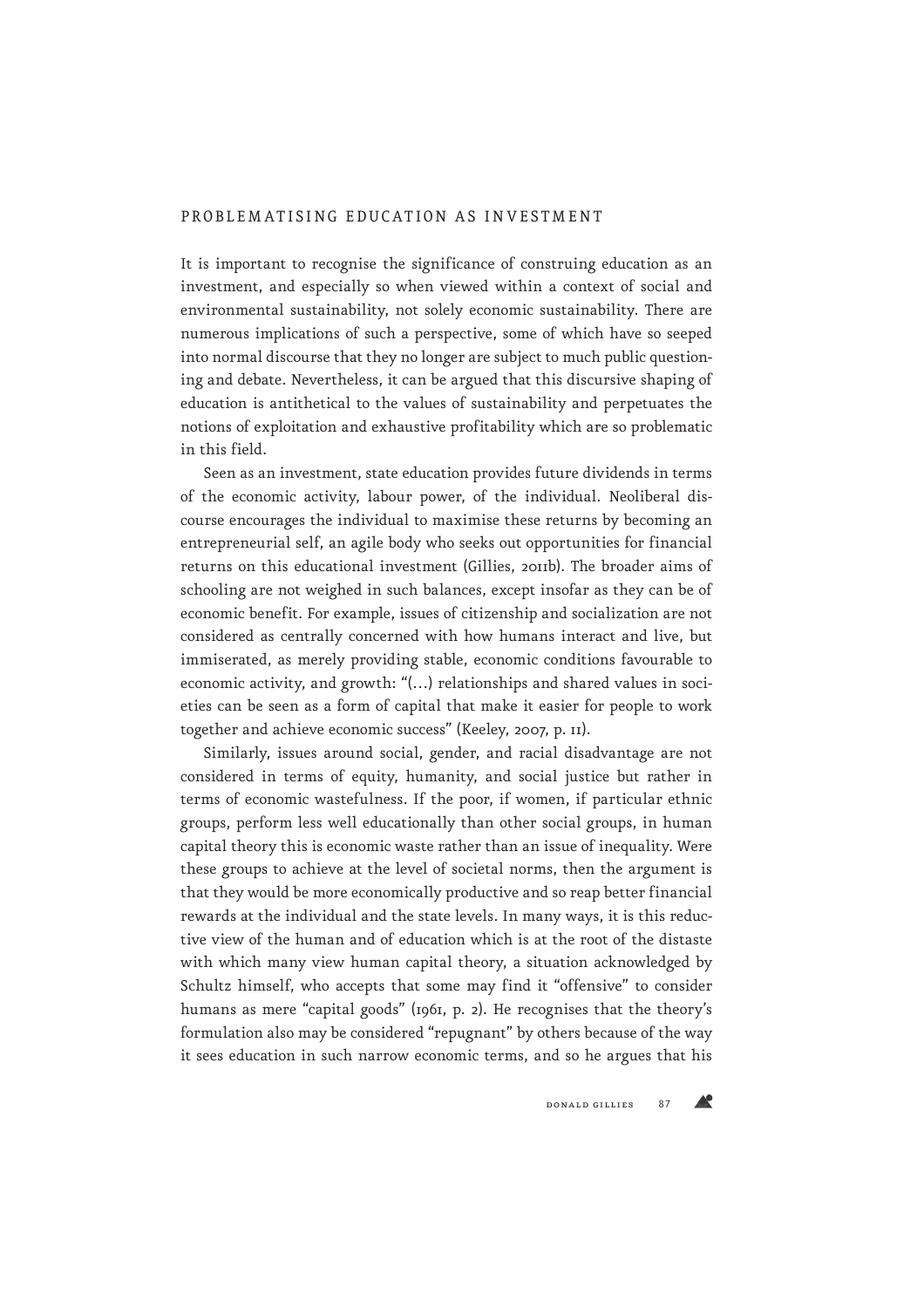## PROBLEMATISING EDUCATION AS INVESTMENT

It is important to recognise the significance of construing education as an investment, and especially so when viewed within a context of social and environmental sustainability, not solely economic sustainability. There are numerous implications of such a perspective, some of which have so seeped into normal discourse that they no longer are subject to much public questioning and debate. Nevertheless, it can be argued that this discursive shaping of education is antithetical to the values of sustainability and perpetuates the notions of exploitation and exhaustive profitability which are so problematic in this field.

Seen as an investment, state education provides future dividends in terms of the economic activity, labour power, of the individual. Neoliberal discourse encourages the individual to maximise these returns by becoming an entrepreneurial self, an agile body who seeks out opportunities for financial returns on this educational investment (Gillies, 2011b). The broader aims of schooling are not weighed in such balances, except insofar as they can be of economic benefit. For example, issues of citizenship and socialization are not considered as centrally concerned with how humans interact and live, but immiserated, as merely providing stable, economic conditions favourable to economic activity, and growth: "(...) relationships and shared values in societies can be seen as a form of capital that make it easier for people to work together and achieve economic success" (Keeley, 2007, p. 11).

Similarly, issues around social, gender, and racial disadvantage are not considered in terms of equity, humanity, and social justice but rather in terms of economic wastefulness. If the poor, if women, if particular ethnic groups, perform less well educationally than other social groups, in human capital theory this is economic waste rather than an issue of inequality. Were these groups to achieve at the level of societal norms, then the argument is that they would be more economically productive and so reap better financial rewards at the individual and the state levels. In many ways, it is this reductive view of the human and of education which is at the root of the distaste with which many view human capital theory, a situation acknowledged by Schultz himself, who accepts that some may find it "offensive" to consider humans as mere "capital goods" (1961, p. 2). He recognises that the theory's formulation also may be considered "repugnant" by others because of the way it sees education in such narrow economic terms, and so he argues that his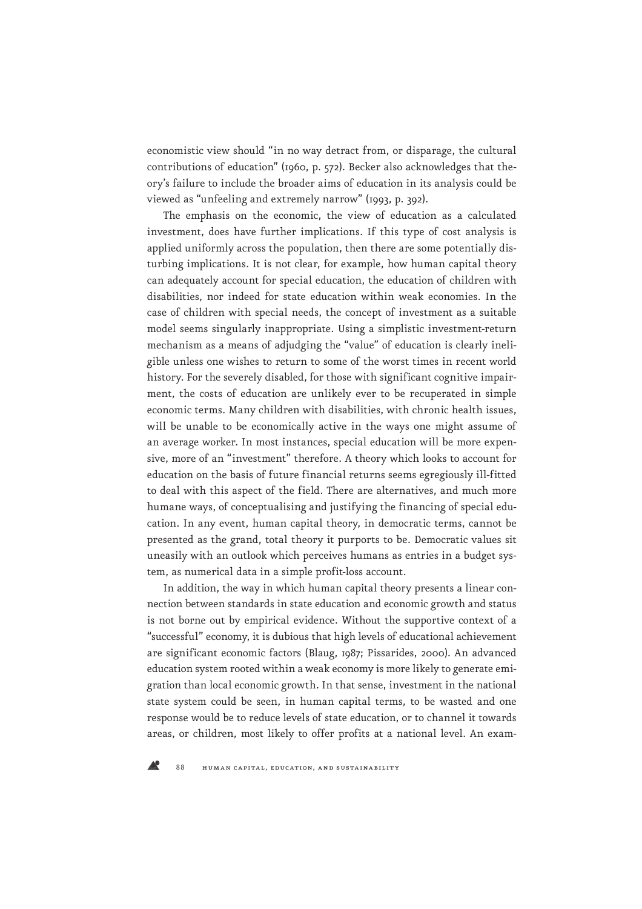economistic view should "in no way detract from, or disparage, the cultural contributions of education" (1960, p. 572). Becker also acknowledges that theory's failure to include the broader aims of education in its analysis could be viewed as "unfeeling and extremely narrow" (1993, p. 392).

The emphasis on the economic, the view of education as a calculated investment, does have further implications. If this type of cost analysis is applied uniformly across the population, then there are some potentially disturbing implications. It is not clear, for example, how human capital theory can adequately account for special education, the education of children with disabilities, nor indeed for state education within weak economies. In the case of children with special needs, the concept of investment as a suitable model seems singularly inappropriate. Using a simplistic investment-return mechanism as a means of adjudging the "value" of education is clearly ineligible unless one wishes to return to some of the worst times in recent world history. For the severely disabled, for those with significant cognitive impairment, the costs of education are unlikely ever to be recuperated in simple economic terms. Many children with disabilities, with chronic health issues, will be unable to be economically active in the ways one might assume of an average worker. In most instances, special education will be more expensive, more of an "investment" therefore. A theory which looks to account for education on the basis of future financial returns seems egregiously ill-fitted to deal with this aspect of the field. There are alternatives, and much more humane ways, of conceptualising and justifying the financing of special education. In any event, human capital theory, in democratic terms, cannot be presented as the grand, total theory it purports to be. Democratic values sit uneasily with an outlook which perceives humans as entries in a budget system, as numerical data in a simple profit-loss account.

In addition, the way in which human capital theory presents a linear connection between standards in state education and economic growth and status is not borne out by empirical evidence. Without the supportive context of a "successful" economy, it is dubious that high levels of educational achievement are significant economic factors (Blaug, 1987; Pissarides, 2000). An advanced education system rooted within a weak economy is more likely to generate emigration than local economic growth. In that sense, investment in the national state system could be seen, in human capital terms, to be wasted and one response would be to reduce levels of state education, or to channel it towards areas, or children, most likely to offer profits at a national level. An exam-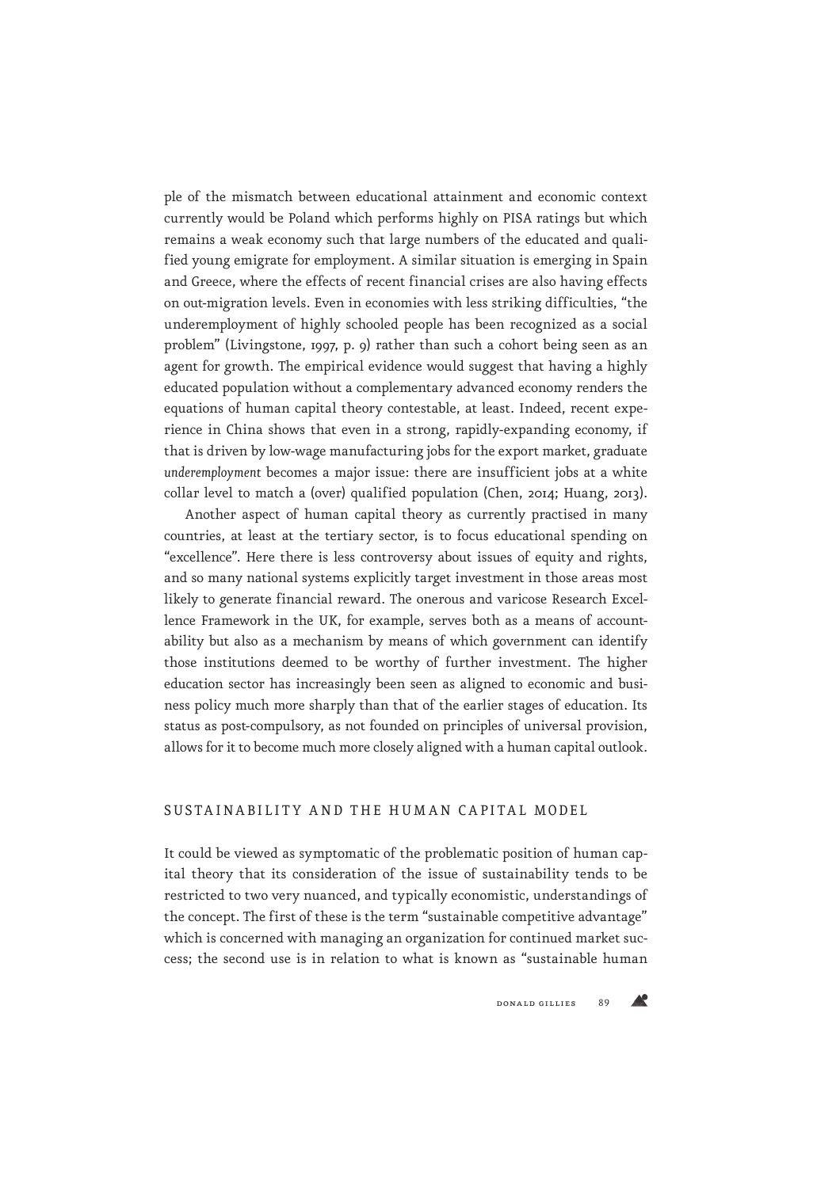ple of the mismatch between educational attainment and economic context currently would be Poland which performs highly on PISA ratings but which remains a weak economy such that large numbers of the educated and qualified young emigrate for employment. A similar situation is emerging in Spain and Greece, where the effects of recent financial crises are also having effects on out-migration levels. Even in economies with less striking difficulties, "the underemployment of highly schooled people has been recognized as a social problem" (Livingstone, 1997, p. 9) rather than such a cohort being seen as an agent for growth. The empirical evidence would suggest that having a highly educated population without a complementary advanced economy renders the equations of human capital theory contestable, at least. Indeed, recent experience in China shows that even in a strong, rapidly-expanding economy, if that is driven by low-wage manufacturing jobs for the export market, graduate *underemployment* becomes a major issue: there are insufficient jobs at a white collar level to match a (over) qualified population (Chen, 2014; Huang, 2013).

Another aspect of human capital theory as currently practised in many countries, at least at the tertiary sector, is to focus educational spending on "excellence". Here there is less controversy about issues of equity and rights, and so many national systems explicitly target investment in those areas most likely to generate financial reward. The onerous and varicose Research Excellence Framework in the UK, for example, serves both as a means of accountability but also as a mechanism by means of which government can identify those institutions deemed to be worthy of further investment. The higher education sector has increasingly been seen as aligned to economic and business policy much more sharply than that of the earlier stages of education. Its status as post-compulsory, as not founded on principles of universal provision, allows for it to become much more closely aligned with a human capital outlook.

## SUSTAINABILITY AND THE HUMAN CAPITAL MODEL

It could be viewed as symptomatic of the problematic position of human capital theory that its consideration of the issue of sustainability tends to be restricted to two very nuanced, and typically economistic, understandings of the concept. The first of these is the term "sustainable competitive advantage" which is concerned with managing an organization for continued market success; the second use is in relation to what is known as "sustainable human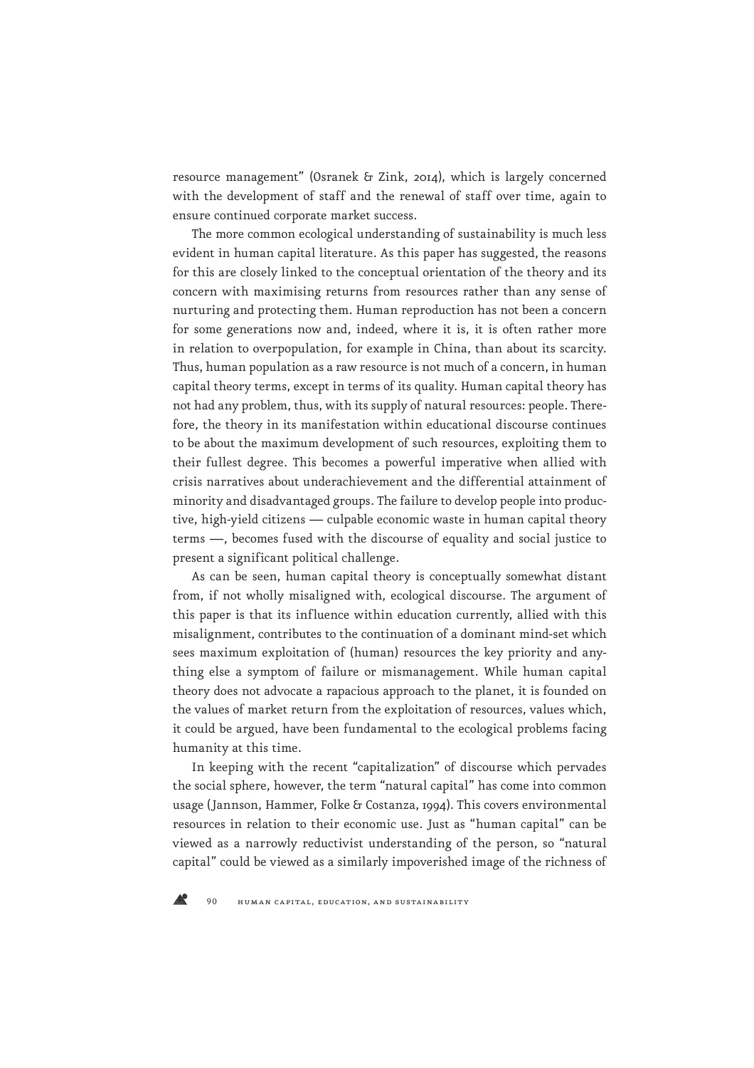resource management" (Osranek & Zink, 2014), which is largely concerned with the development of staff and the renewal of staff over time, again to ensure continued corporate market success.

The more common ecological understanding of sustainability is much less evident in human capital literature. As this paper has suggested, the reasons for this are closely linked to the conceptual orientation of the theory and its concern with maximising returns from resources rather than any sense of nurturing and protecting them. Human reproduction has not been a concern for some generations now and, indeed, where it is, it is often rather more in relation to overpopulation, for example in China, than about its scarcity. Thus, human population as a raw resource is not much of a concern, in human capital theory terms, except in terms of its quality. Human capital theory has not had any problem, thus, with its supply of natural resources: people. Therefore, the theory in its manifestation within educational discourse continues to be about the maximum development of such resources, exploiting them to their fullest degree. This becomes a powerful imperative when allied with crisis narratives about underachievement and the differential attainment of minority and disadvantaged groups. The failure to develop people into productive, high-yield citizens — culpable economic waste in human capital theory terms —, becomes fused with the discourse of equality and social justice to present a significant political challenge.

As can be seen, human capital theory is conceptually somewhat distant from, if not wholly misaligned with, ecological discourse. The argument of this paper is that its influence within education currently, allied with this misalignment, contributes to the continuation of a dominant mind-set which sees maximum exploitation of (human) resources the key priority and anything else a symptom of failure or mismanagement. While human capital theory does not advocate a rapacious approach to the planet, it is founded on the values of market return from the exploitation of resources, values which, it could be argued, have been fundamental to the ecological problems facing humanity at this time.

In keeping with the recent "capitalization" of discourse which pervades the social sphere, however, the term "natural capital" has come into common usage (Jannson, Hammer, Folke & Costanza, 1994). This covers environmental resources in relation to their economic use. Just as "human capital" can be viewed as a narrowly reductivist understanding of the person, so "natural capital" could be viewed as a similarly impoverished image of the richness of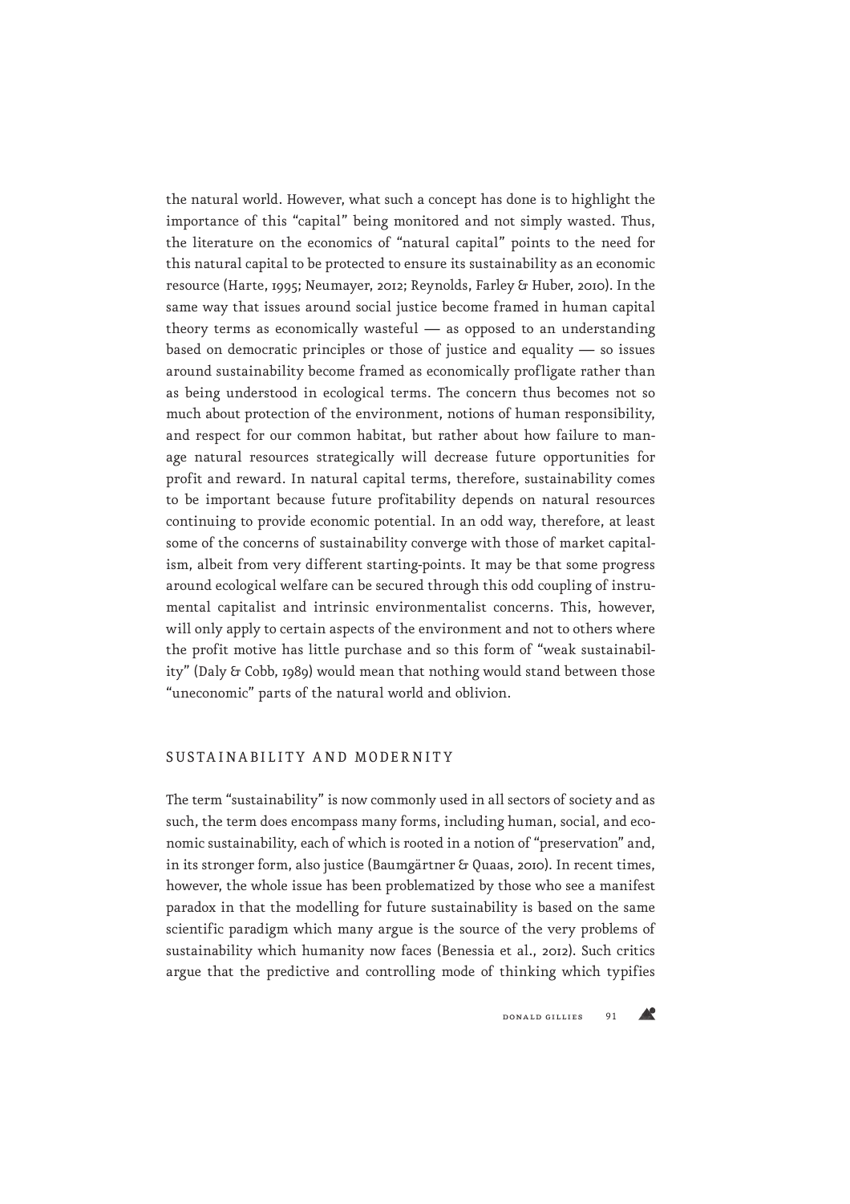the natural world. However, what such a concept has done is to highlight the importance of this "capital" being monitored and not simply wasted. Thus, the literature on the economics of "natural capital" points to the need for this natural capital to be protected to ensure its sustainability as an economic resource (Harte, 1995; Neumayer, 2012; Reynolds, Farley & Huber, 2010). In the same way that issues around social justice become framed in human capital theory terms as economically wasteful — as opposed to an understanding based on democratic principles or those of justice and equality — so issues around sustainability become framed as economically profligate rather than as being understood in ecological terms. The concern thus becomes not so much about protection of the environment, notions of human responsibility, and respect for our common habitat, but rather about how failure to manage natural resources strategically will decrease future opportunities for profit and reward. In natural capital terms, therefore, sustainability comes to be important because future profitability depends on natural resources continuing to provide economic potential. In an odd way, therefore, at least some of the concerns of sustainability converge with those of market capitalism, albeit from very different starting-points. It may be that some progress around ecological welfare can be secured through this odd coupling of instrumental capitalist and intrinsic environmentalist concerns. This, however, will only apply to certain aspects of the environment and not to others where the profit motive has little purchase and so this form of "weak sustainability" (Daly & Cobb, 1989) would mean that nothing would stand between those "uneconomic" parts of the natural world and oblivion.

## SUSTAINABILITY AND MODERNITY

The term "sustainability" is now commonly used in all sectors of society and as such, the term does encompass many forms, including human, social, and economic sustainability, each of which is rooted in a notion of "preservation" and, in its stronger form, also justice (Baumgärtner & Quaas, 2010). In recent times, however, the whole issue has been problematized by those who see a manifest paradox in that the modelling for future sustainability is based on the same scientific paradigm which many argue is the source of the very problems of sustainability which humanity now faces (Benessia et al., 2012). Such critics argue that the predictive and controlling mode of thinking which typifies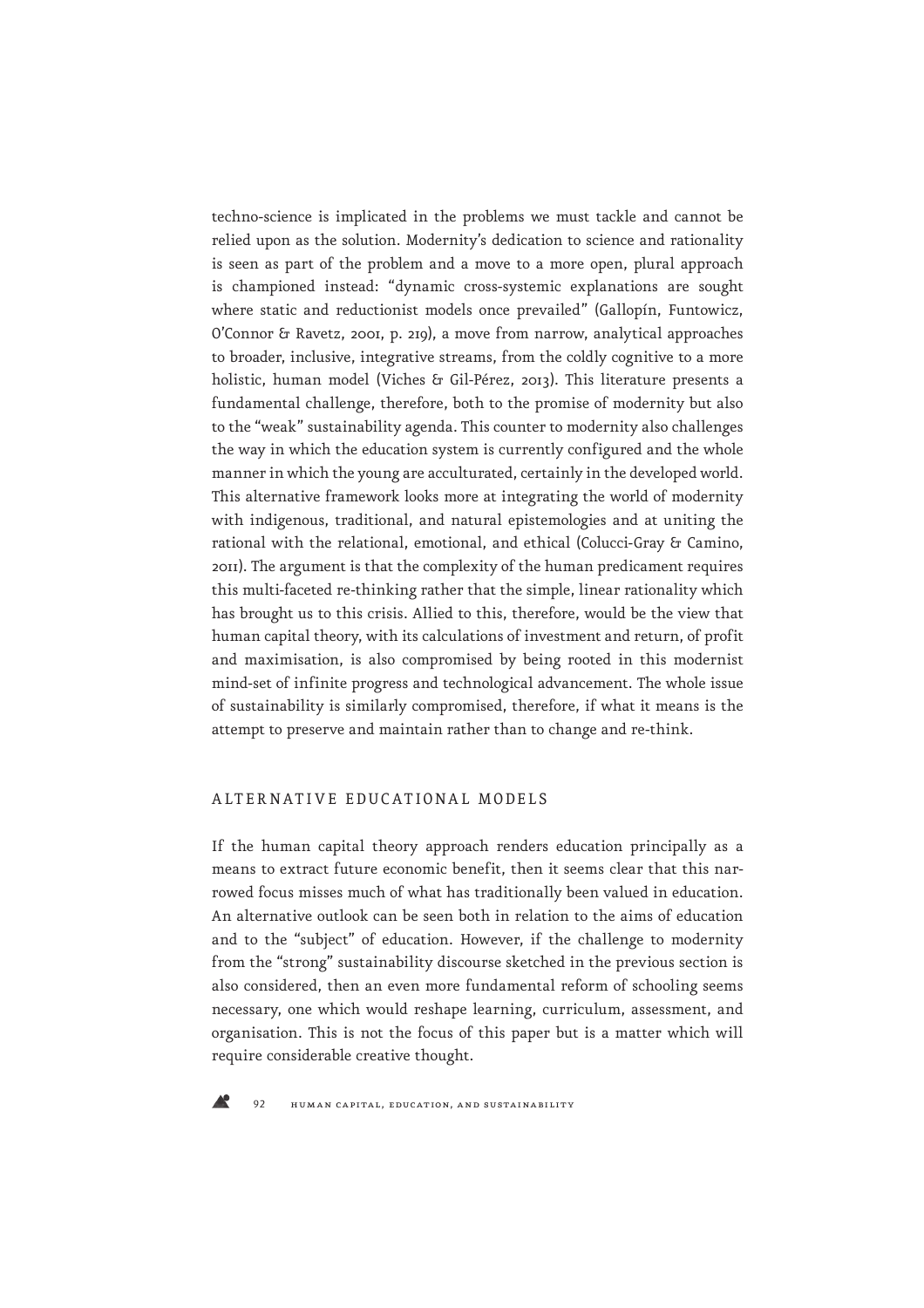techno-science is implicated in the problems we must tackle and cannot be relied upon as the solution. Modernity's dedication to science and rationality is seen as part of the problem and a move to a more open, plural approach is championed instead: "dynamic cross-systemic explanations are sought where static and reductionist models once prevailed" (Gallopín, Funtowicz, O'Connor & Ravetz, 2001, p. 219), a move from narrow, analytical approaches to broader, inclusive, integrative streams, from the coldly cognitive to a more holistic, human model (Viches & Gil-Pérez, 2013). This literature presents a fundamental challenge, therefore, both to the promise of modernity but also to the "weak" sustainability agenda. This counter to modernity also challenges the way in which the education system is currently configured and the whole manner in which the young are acculturated, certainly in the developed world. This alternative framework looks more at integrating the world of modernity with indigenous, traditional, and natural epistemologies and at uniting the rational with the relational, emotional, and ethical (Colucci-Gray & Camino, 2011). The argument is that the complexity of the human predicament requires this multi-faceted re-thinking rather that the simple, linear rationality which has brought us to this crisis. Allied to this, therefore, would be the view that human capital theory, with its calculations of investment and return, of profit and maximisation, is also compromised by being rooted in this modernist mind-set of infinite progress and technological advancement. The whole issue of sustainability is similarly compromised, therefore, if what it means is the attempt to preserve and maintain rather than to change and re-think.

## ALTERNATIVE EDUCATIONAL MODELS

If the human capital theory approach renders education principally as a means to extract future economic benefit, then it seems clear that this narrowed focus misses much of what has traditionally been valued in education. An alternative outlook can be seen both in relation to the aims of education and to the "subject" of education. However, if the challenge to modernity from the "strong" sustainability discourse sketched in the previous section is also considered, then an even more fundamental reform of schooling seems necessary, one which would reshape learning, curriculum, assessment, and organisation. This is not the focus of this paper but is a matter which will require considerable creative thought.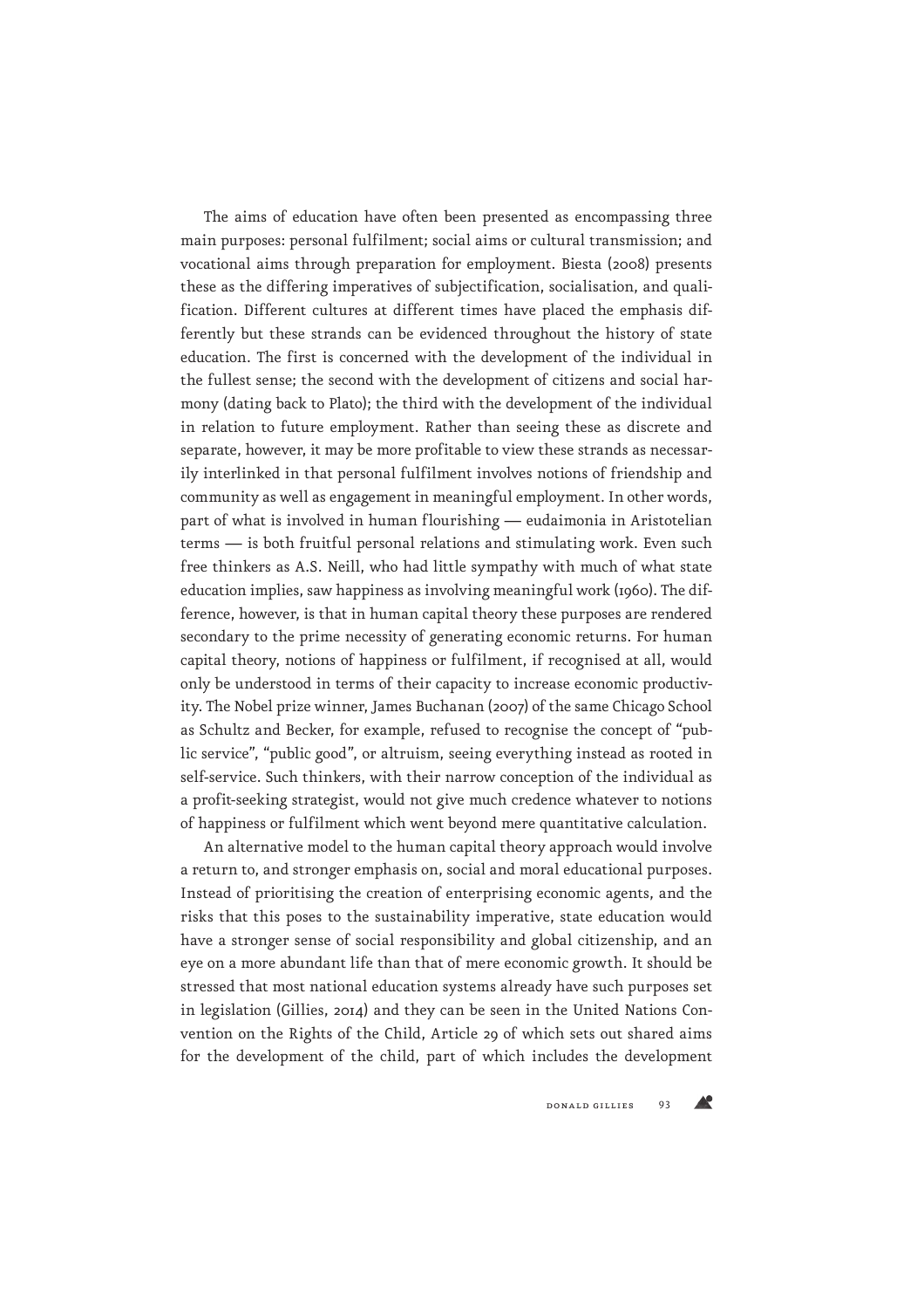The aims of education have often been presented as encompassing three main purposes: personal fulfilment; social aims or cultural transmission; and vocational aims through preparation for employment. Biesta (2008) presents these as the differing imperatives of subjectification, socialisation, and qualification. Different cultures at different times have placed the emphasis differently but these strands can be evidenced throughout the history of state education. The first is concerned with the development of the individual in the fullest sense; the second with the development of citizens and social harmony (dating back to Plato); the third with the development of the individual in relation to future employment. Rather than seeing these as discrete and separate, however, it may be more profitable to view these strands as necessarily interlinked in that personal fulfilment involves notions of friendship and community as well as engagement in meaningful employment. In other words, part of what is involved in human flourishing — eudaimonia in Aristotelian terms — is both fruitful personal relations and stimulating work. Even such free thinkers as A.S. Neill, who had little sympathy with much of what state education implies, saw happiness as involving meaningful work (1960). The difference, however, is that in human capital theory these purposes are rendered secondary to the prime necessity of generating economic returns. For human capital theory, notions of happiness or fulfilment, if recognised at all, would only be understood in terms of their capacity to increase economic productivity. The Nobel prize winner, James Buchanan (2007) of the same Chicago School as Schultz and Becker, for example, refused to recognise the concept of "public service", "public good", or altruism, seeing everything instead as rooted in self-service. Such thinkers, with their narrow conception of the individual as a profit-seeking strategist, would not give much credence whatever to notions of happiness or fulfilment which went beyond mere quantitative calculation.

An alternative model to the human capital theory approach would involve a return to, and stronger emphasis on, social and moral educational purposes. Instead of prioritising the creation of enterprising economic agents, and the risks that this poses to the sustainability imperative, state education would have a stronger sense of social responsibility and global citizenship, and an eye on a more abundant life than that of mere economic growth. It should be stressed that most national education systems already have such purposes set in legislation (Gillies, 2014) and they can be seen in the United Nations Convention on the Rights of the Child, Article 29 of which sets out shared aims for the development of the child, part of which includes the development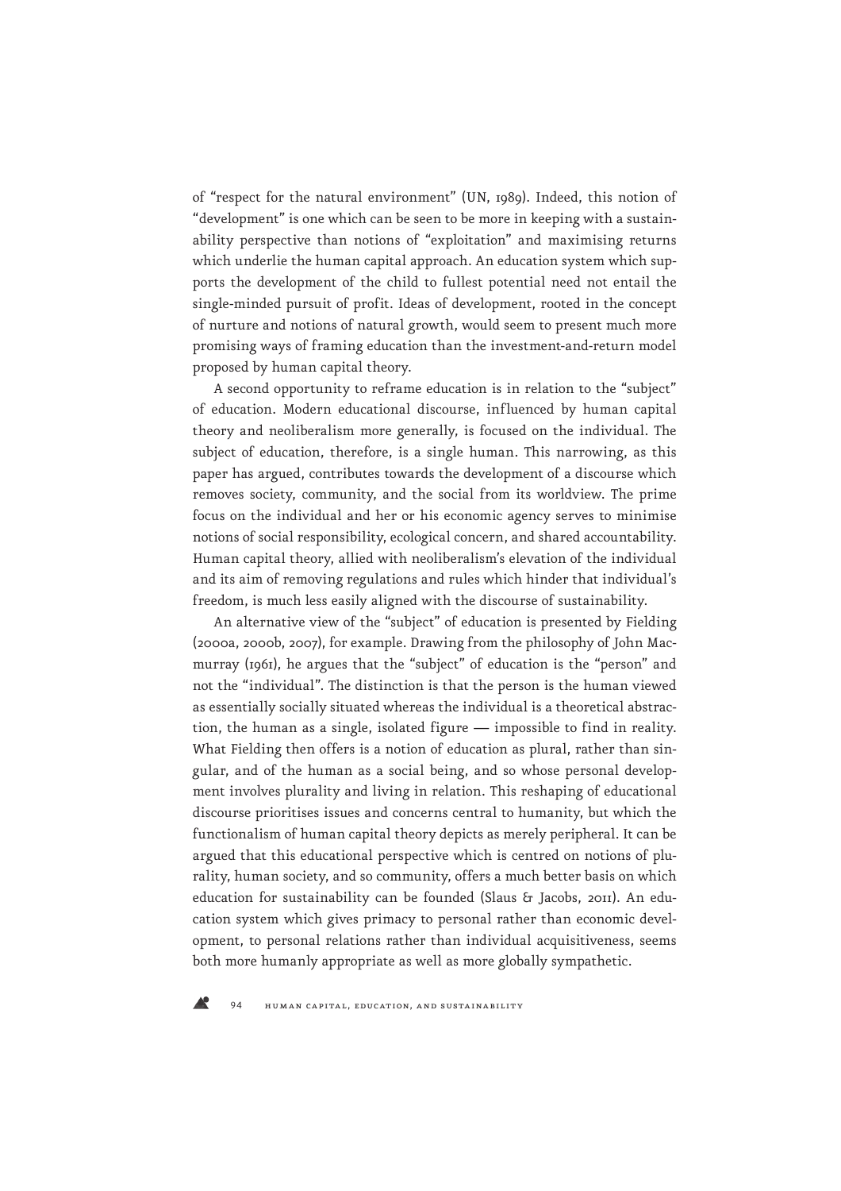of "respect for the natural environment" (UN, 1989). Indeed, this notion of "development" is one which can be seen to be more in keeping with a sustainability perspective than notions of "exploitation" and maximising returns which underlie the human capital approach. An education system which supports the development of the child to fullest potential need not entail the single-minded pursuit of profit. Ideas of development, rooted in the concept of nurture and notions of natural growth, would seem to present much more promising ways of framing education than the investment-and-return model proposed by human capital theory.

A second opportunity to reframe education is in relation to the "subject" of education. Modern educational discourse, influenced by human capital theory and neoliberalism more generally, is focused on the individual. The subject of education, therefore, is a single human. This narrowing, as this paper has argued, contributes towards the development of a discourse which removes society, community, and the social from its worldview. The prime focus on the individual and her or his economic agency serves to minimise notions of social responsibility, ecological concern, and shared accountability. Human capital theory, allied with neoliberalism's elevation of the individual and its aim of removing regulations and rules which hinder that individual's freedom, is much less easily aligned with the discourse of sustainability.

An alternative view of the "subject" of education is presented by Fielding (2000a, 2000b, 2007), for example. Drawing from the philosophy of John Macmurray (1961), he argues that the "subject" of education is the "person" and not the "individual". The distinction is that the person is the human viewed as essentially socially situated whereas the individual is a theoretical abstraction, the human as a single, isolated figure — impossible to find in reality. What Fielding then offers is a notion of education as plural, rather than singular, and of the human as a social being, and so whose personal development involves plurality and living in relation. This reshaping of educational discourse prioritises issues and concerns central to humanity, but which the functionalism of human capital theory depicts as merely peripheral. It can be argued that this educational perspective which is centred on notions of plurality, human society, and so community, offers a much better basis on which education for sustainability can be founded (Slaus & Jacobs, 2011). An education system which gives primacy to personal rather than economic development, to personal relations rather than individual acquisitiveness, seems both more humanly appropriate as well as more globally sympathetic.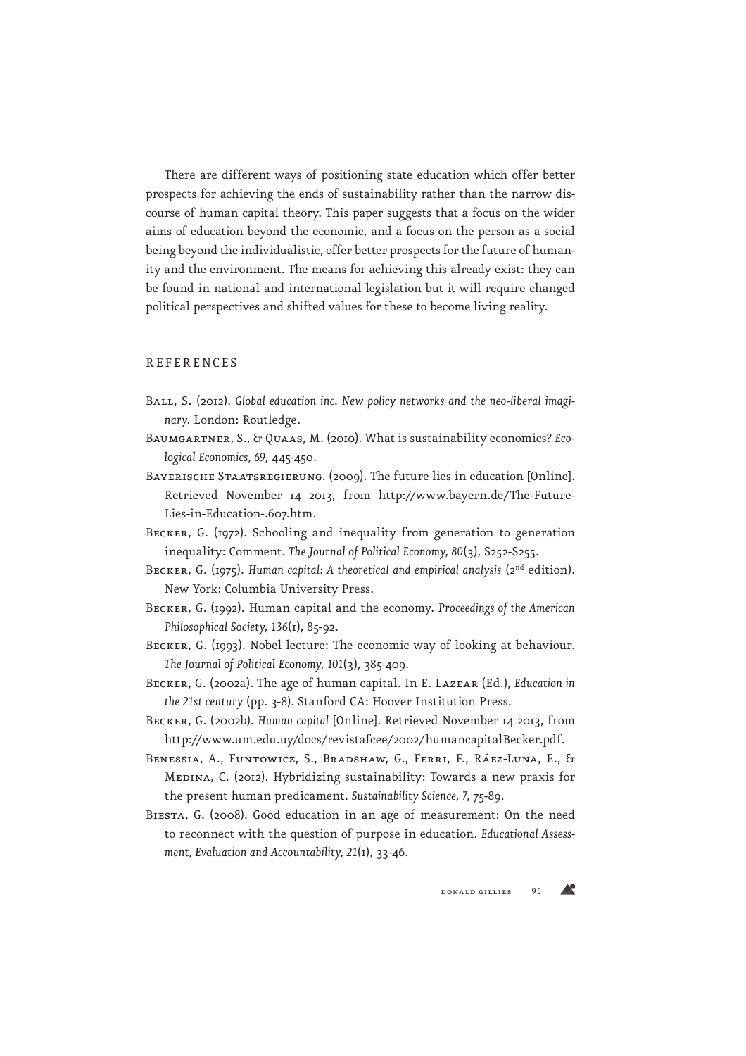There are different ways of positioning state education which offer better prospects for achieving the ends of sustainability rather than the narrow discourse of human capital theory. This paper suggests that a focus on the wider aims of education beyond the economic, and a focus on the person as a social being beyond the individualistic, offer better prospects for the future of humanity and the environment. The means for achieving this already exist: they can be found in national and international legislation but it will require changed political perspectives and shifted values for these to become living reality.

## REFERENCES

Ball, S. (2012). *Global education inc. New policy networks and the neo-liberal imaginary.* London: Routledge.

Baumgartner, S., & Quaas, M. (2010). What is sustainability economics? *Ecological Economics, 69*, 445-450.

Bayerische Staatsregierung. (2009). The future lies in education [Online]. Retrieved November 14 2013, from http://www.bayern.de/The-Future-Lies-in-Education-.607.htm.

Becker, G. (1972). Schooling and inequality from generation to generation inequality: Comment. *The Journal of Political Economy, 80*(3), S252-S255.

Becker, G. (1975). *Human capital: A theoretical and empirical analysis* (2nd edition). New York: Columbia University Press.

Becker, G. (1992). Human capital and the economy. *Proceedings of the American Philosophical Society, 136*(1), 85-92.

Becker, G. (1993). Nobel lecture: The economic way of looking at behaviour. *The Journal of Political Economy, 101*(3), 385-409.

Becker, G. (2002a). The age of human capital. In E. Lazear (Ed.), *Education in the 21st century* (pp. 3-8). Stanford CA: Hoover Institution Press.

Becker, G. (2002b). *Human capital* [Online]. Retrieved November 14 2013, from http://www.um.edu.uy/docs/revistafcee/2002/humancapitalBecker.pdf.

Benessia, A., Funtowicz, S., Bradshaw, G., Ferri, F., Ráez-Luna, E., & Medina, C. (2012). Hybridizing sustainability: Towards a new praxis for the present human predicament. *Sustainability Science, 7*, 75-89.

Biesta, G. (2008). Good education in an age of measurement: On the need to reconnect with the question of purpose in education. *Educational Assessment, Evaluation and Accountability, 21*(1), 33-46.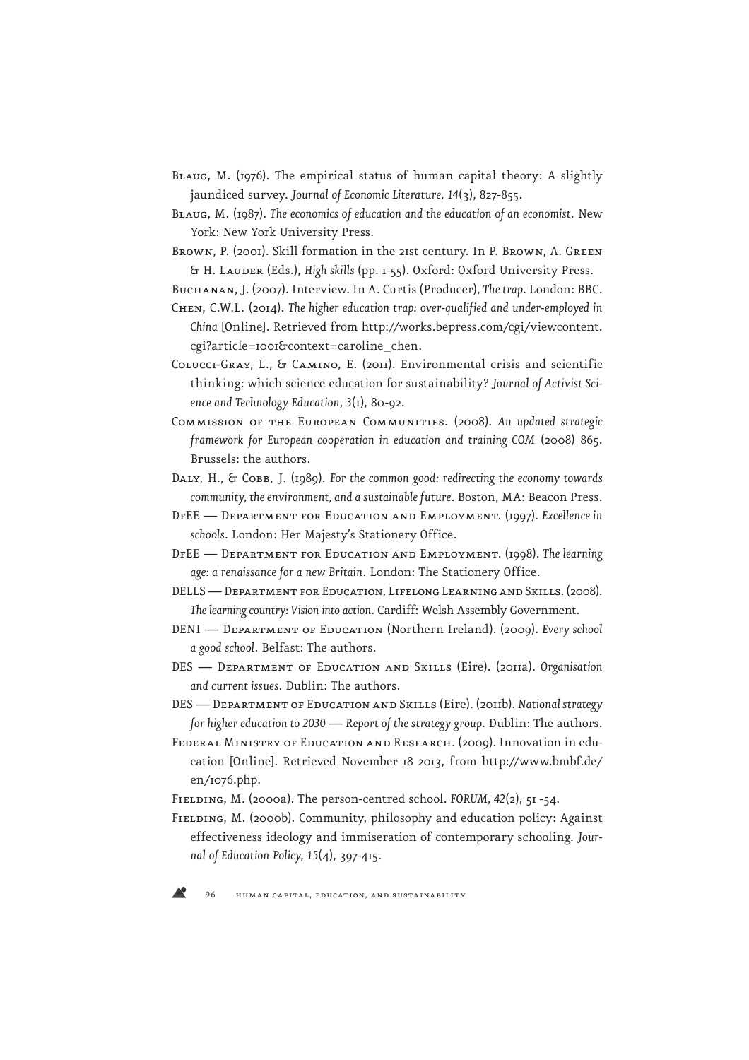Blaug, M. (1976). The empirical status of human capital theory: A slightly jaundiced survey. *Journal of Economic Literature*, *14*(3), 827-855.

Blaug, M. (1987). *The economics of education and the education of an economist*. New York: New York University Press.

Brown, P. (2001). Skill formation in the 21st century. In P. Brown, A. Green & H. Lauder (Eds.), *High skills* (pp. 1-55). Oxford: Oxford University Press.

Buchanan, J. (2007). Interview. In A. Curtis (Producer), *The trap*. London: BBC.

Chen, C.W.L. (2014). *The higher education trap: over-qualified and under-employed in China* [Online]. Retrieved from http://works.bepress.com/cgi/viewcontent.cgi?article=1001&context=caroline_chen.

Colucci-Gray, L., & Camino, E. (2011). Environmental crisis and scientific thinking: which science education for sustainability? *Journal of Activist Science and Technology Education*, *3*(1), 80-92.

Commission of the European Communities. (2008). *An updated strategic framework for European cooperation in education and training COM* (2008) 865. Brussels: the authors.

Daly, H., & Cobb, J. (1989). *For the common good: redirecting the economy towards community, the environment, and a sustainable future*. Boston, MA: Beacon Press.

DfEE — Department for Education and Employment. (1997). *Excellence in schools*. London: Her Majesty's Stationery Office.

DfEE — Department for Education and Employment. (1998). *The learning age: a renaissance for a new Britain*. London: The Stationery Office.

DELLS — Department for Education, Lifelong Learning and Skills. (2008). *The learning country: Vision into action*. Cardiff: Welsh Assembly Government.

DENI — Department of Education (Northern Ireland). (2009). *Every school a good school*. Belfast: The authors.

DES — Department of Education and Skills (Eire). (2011a). *Organisation and current issues*. Dublin: The authors.

DES — Department of Education and Skills (Eire). (2011b). *National strategy for higher education to 2030 — Report of the strategy group*. Dublin: The authors.

Federal Ministry of Education and Research. (2009). Innovation in education [Online]. Retrieved November 18 2013, from http://www.bmbf.de/en/1076.php.

Fielding, M. (2000a). The person-centred school. *FORUM*, *42*(2), 51 -54.

Fielding, M. (2000b). Community, philosophy and education policy: Against effectiveness ideology and immiseration of contemporary schooling. *Journal of Education Policy*, *15*(4), 397-415.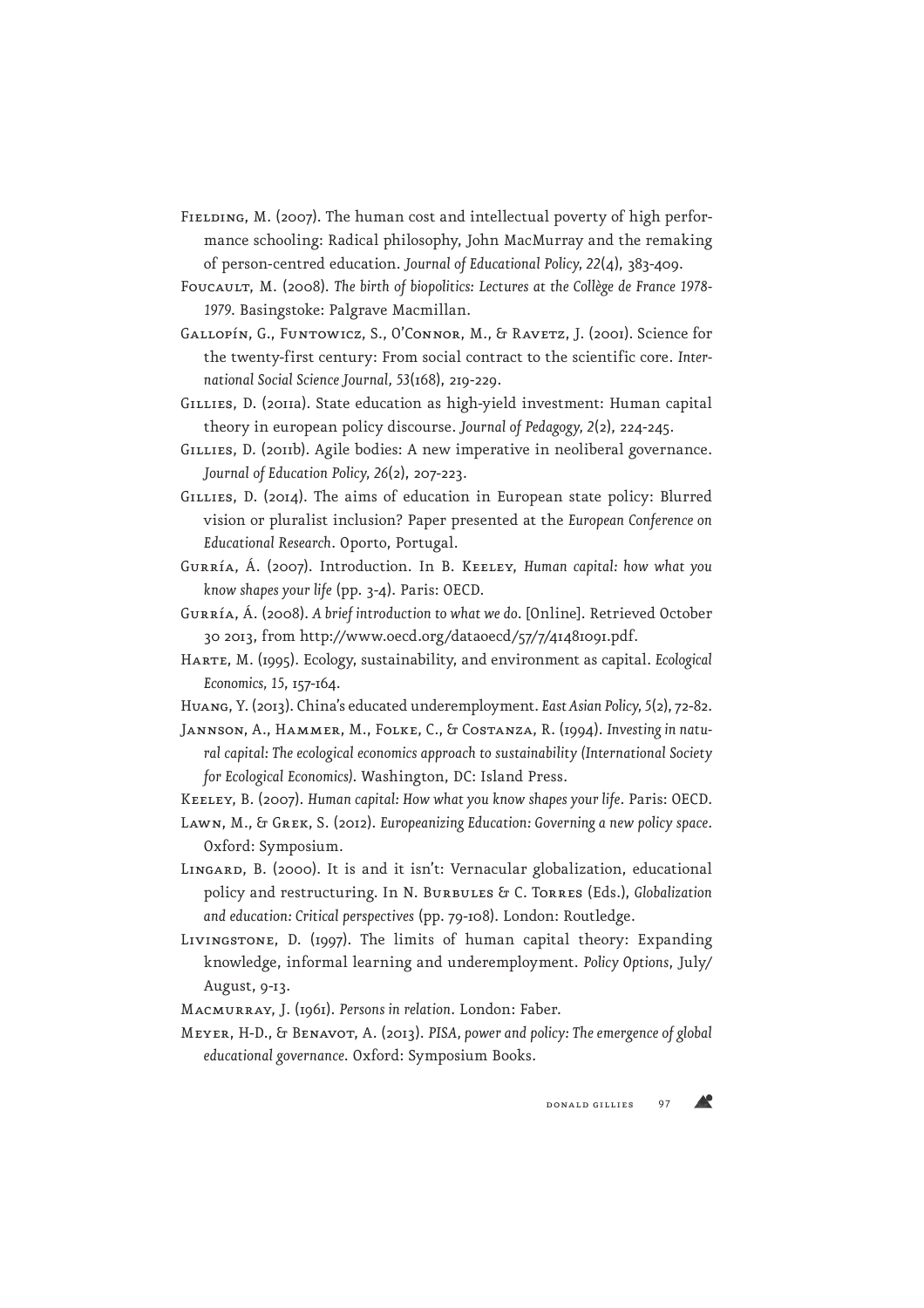Fielding, M. (2007). The human cost and intellectual poverty of high performance schooling: Radical philosophy, John MacMurray and the remaking of person-centred education. *Journal of Educational Policy, 22*(4), 383-409.

Foucault, M. (2008). *The birth of biopolitics: Lectures at the Collège de France 1978-1979.* Basingstoke: Palgrave Macmillan.

Gallopín, G., Funtowicz, S., O'Connor, M., & Ravetz, J. (2001). Science for the twenty-first century: From social contract to the scientific core. *International Social Science Journal, 53*(168), 219-229.

Gillies, D. (2011a). State education as high-yield investment: Human capital theory in european policy discourse. *Journal of Pedagogy, 2*(2), 224-245.

Gillies, D. (2011b). Agile bodies: A new imperative in neoliberal governance. *Journal of Education Policy, 26*(2), 207-223.

Gillies, D. (2014). The aims of education in European state policy: Blurred vision or pluralist inclusion? Paper presented at the *European Conference on Educational Research*. Oporto, Portugal.

Gurría, Á. (2007). Introduction. In B. Keeley, *Human capital: how what you know shapes your life* (pp. 3-4). Paris: OECD.

Gurría, Á. (2008). *A brief introduction to what we do*. [Online]. Retrieved October 30 2013, from http://www.oecd.org/dataoecd/57/7/41481091.pdf.

Harte, M. (1995). Ecology, sustainability, and environment as capital. *Ecological Economics, 15*, 157-164.

Huang, Y. (2013). China's educated underemployment. *East Asian Policy, 5*(2), 72-82.

Jannson, A., Hammer, M., Folke, C., & Costanza, R. (1994). *Investing in natural capital: The ecological economics approach to sustainability (International Society for Ecological Economics).* Washington, DC: Island Press.

Keeley, B. (2007). *Human capital: How what you know shapes your life.* Paris: OECD.

Lawn, M., & Grek, S. (2012). *Europeanizing Education: Governing a new policy space*. Oxford: Symposium.

Lingard, B. (2000). It is and it isn't: Vernacular globalization, educational policy and restructuring. In N. Burbules & C. Torres (Eds.), *Globalization and education: Critical perspectives* (pp. 79-108). London: Routledge.

Livingstone, D. (1997). The limits of human capital theory: Expanding knowledge, informal learning and underemployment. *Policy Options*, July/August, 9-13.

Macmurray, J. (1961). *Persons in relation.* London: Faber.

Meyer, H-D., & Benavot, A. (2013). *PISA, power and policy: The emergence of global educational governance.* Oxford: Symposium Books.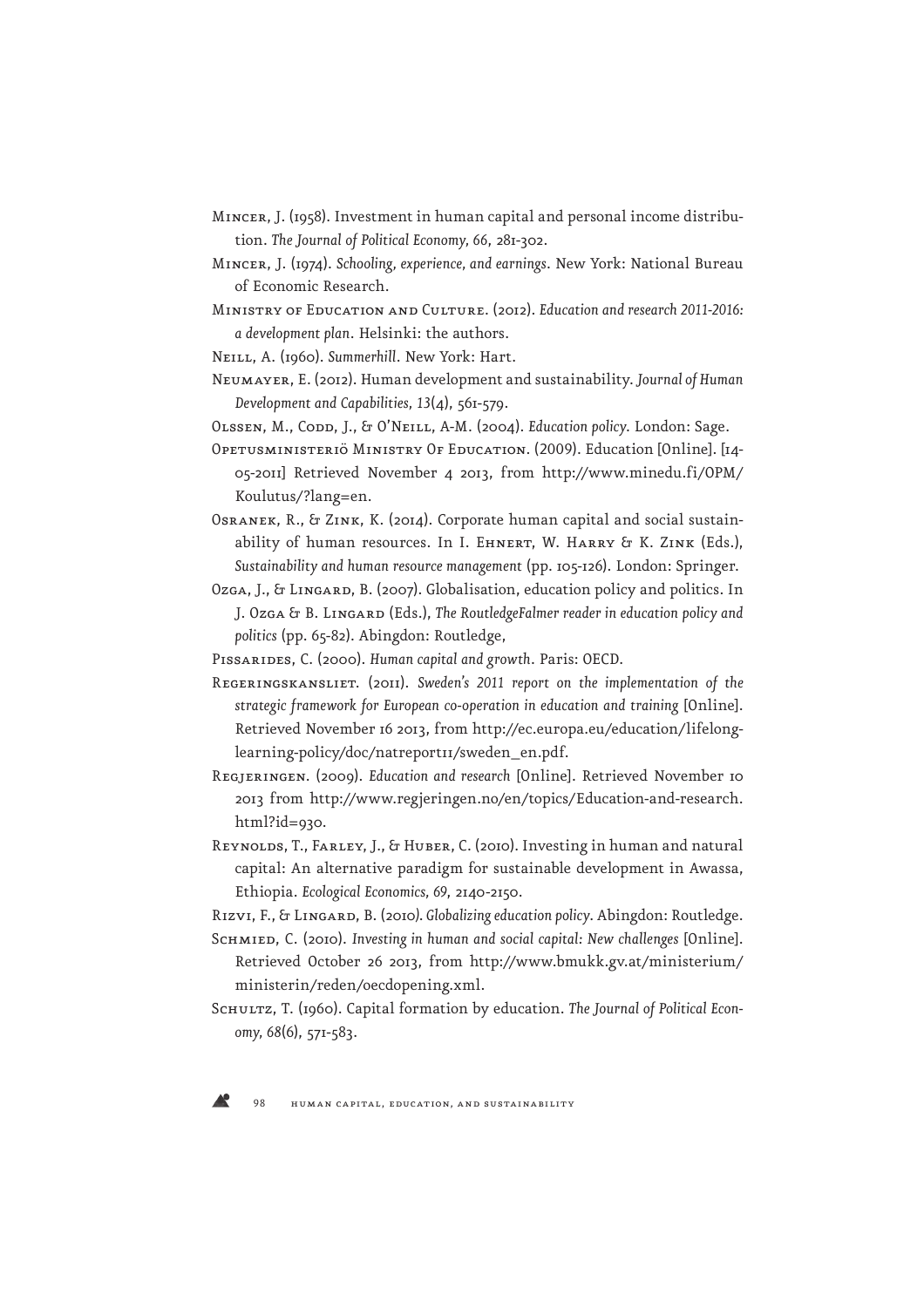Mincer, J. (1958). Investment in human capital and personal income distribution. *The Journal of Political Economy, 66*, 281-302.

Mincer, J. (1974). *Schooling, experience, and earnings*. New York: National Bureau of Economic Research.

Ministry of Education and Culture. (2012). *Education and research 2011-2016: a development plan*. Helsinki: the authors.

Neill, A. (1960). *Summerhill*. New York: Hart.

Neumayer, E. (2012). Human development and sustainability. *Journal of Human Development and Capabilities, 13*(4), 561-579.

Olssen, M., Codd, J., & O'Neill, A-M. (2004). *Education policy*. London: Sage.

Opetusministeriö Ministry Of Education. (2009). Education [Online]. [14-05-2011] Retrieved November 4 2013, from http://www.minedu.fi/OPM/Koulutus/?lang=en.

Osranek, R., & Zink, K. (2014). Corporate human capital and social sustainability of human resources. In I. Ehnert, W. Harry & K. Zink (Eds.), *Sustainability and human resource management* (pp. 105-126). London: Springer.

Ozga, J., & Lingard, B. (2007). Globalisation, education policy and politics. In J. Ozga & B. Lingard (Eds.), *The RoutledgeFalmer reader in education policy and politics* (pp. 65-82). Abingdon: Routledge,

Pissarides, C. (2000). *Human capital and growth*. Paris: OECD.

Regeringskansliet. (2011). *Sweden's 2011 report on the implementation of the strategic framework for European co-operation in education and training* [Online]. Retrieved November 16 2013, from http://ec.europa.eu/education/lifelong-learning-policy/doc/natreport11/sweden_en.pdf.

Regjeringen. (2009). *Education and research* [Online]. Retrieved November 10 2013 from http://www.regjeringen.no/en/topics/Education-and-research.html?id=930.

Reynolds, T., Farley, J., & Huber, C. (2010). Investing in human and natural capital: An alternative paradigm for sustainable development in Awassa, Ethiopia. *Ecological Economics, 69*, 2140-2150.

Rizvi, F., & Lingard, B. (2010). *Globalizing education policy*. Abingdon: Routledge.

Schmied, C. (2010). *Investing in human and social capital: New challenges* [Online]. Retrieved October 26 2013, from http://www.bmukk.gv.at/ministerium/ministerin/reden/oecdopening.xml.

Schultz, T. (1960). Capital formation by education. *The Journal of Political Economy, 68*(6), 571-583.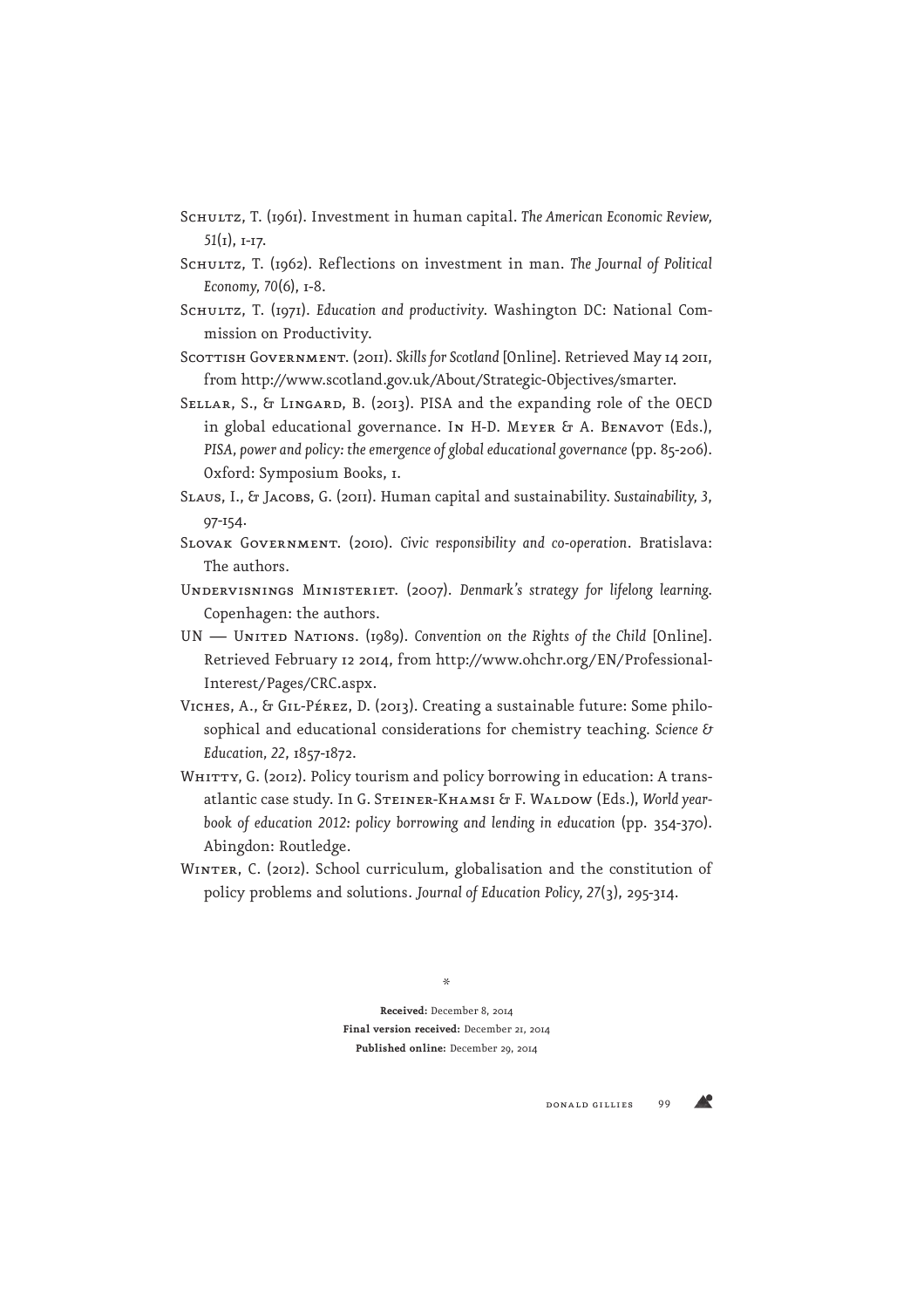Schultz, T. (1961). Investment in human capital. *The American Economic Review, 51*(1), 1-17.

Schultz, T. (1962). Reflections on investment in man. *The Journal of Political Economy, 70*(6), 1-8.

Schultz, T. (1971). *Education and productivity*. Washington DC: National Commission on Productivity.

Scottish Government. (2011). *Skills for Scotland* [Online]. Retrieved May 14 2011, from http://www.scotland.gov.uk/About/Strategic-Objectives/smarter.

Sellar, S., & Lingard, B. (2013). PISA and the expanding role of the OECD in global educational governance. In H-D. Meyer & A. Benavot (Eds.), *PISA, power and policy: the emergence of global educational governance* (pp. 85-206). Oxford: Symposium Books, 1.

Slaus, I., & Jacobs, G. (2011). Human capital and sustainability. *Sustainability, 3*, 97-154.

Slovak Government. (2010). *Civic responsibility and co-operation*. Bratislava: The authors.

Undervisnings Ministeriet. (2007). *Denmark's strategy for lifelong learning*. Copenhagen: the authors.

UN — United Nations. (1989). *Convention on the Rights of the Child* [Online]. Retrieved February 12 2014, from http://www.ohchr.org/EN/Professional-Interest/Pages/CRC.aspx.

Viches, A., & Gil-Pérez, D. (2013). Creating a sustainable future: Some philosophical and educational considerations for chemistry teaching. *Science & Education, 22*, 1857-1872.

Whitty, G. (2012). Policy tourism and policy borrowing in education: A transatlantic case study. In G. Steiner-Khamsi & F. Waldow (Eds.), *World yearbook of education 2012: policy borrowing and lending in education* (pp. 354-370). Abingdon: Routledge.

Winter, C. (2012). School curriculum, globalisation and the constitution of policy problems and solutions. *Journal of Education Policy, 27*(3), 295-314.

*

**Received:** December 8, 2014
**Final version received:** December 21, 2014
**Published online:** December 29, 2014